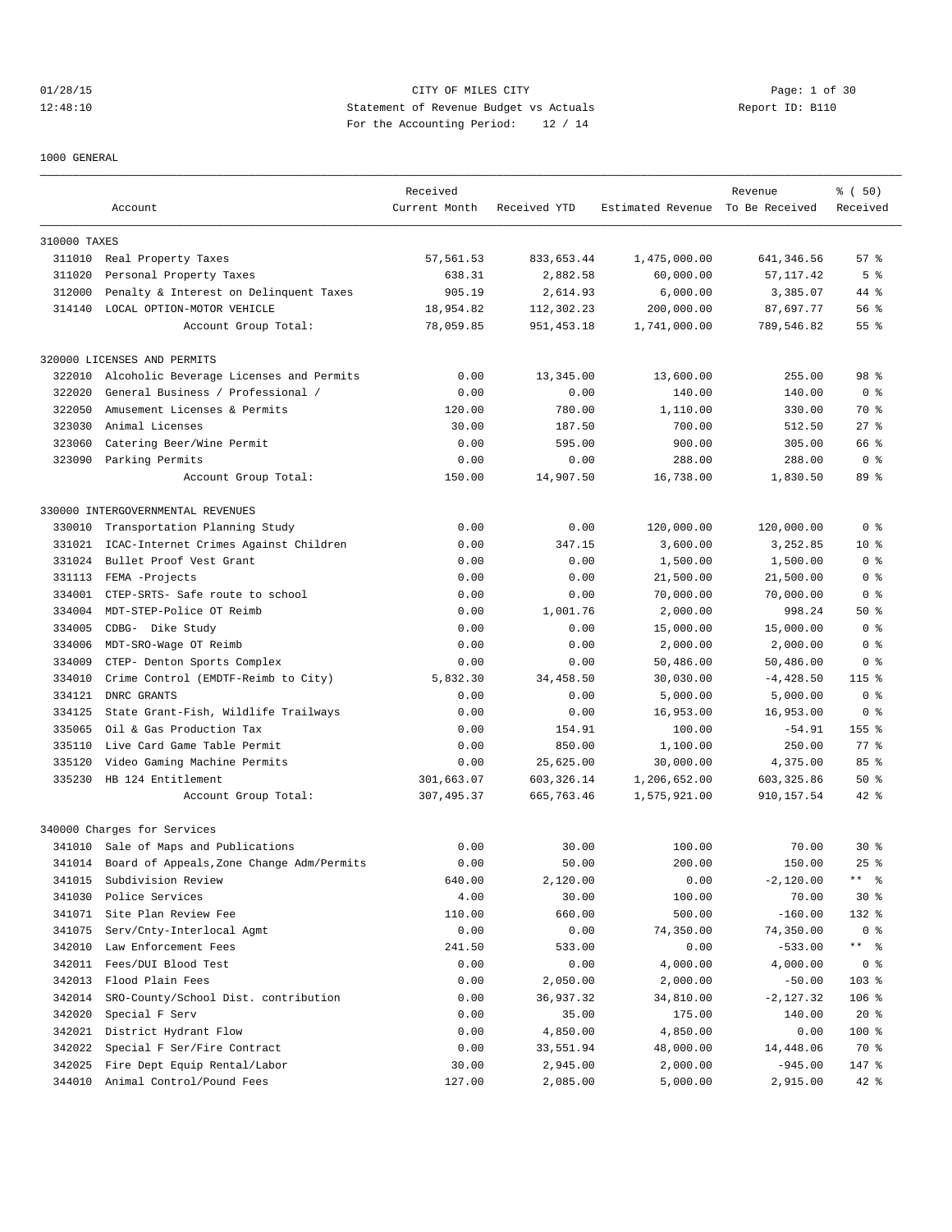CITY OF MILES CITY
Statement of Revenue Budget vs Actuals
For the Accounting Period: 12 / 14

01/28/15
12:48:10

Report ID: B110

1000 GENERAL

| | Account | Received Current Month | Received YTD | Estimated Revenue | Revenue To Be Received | % ( 50) Received |
|---|---|---|---|---|---|---|
| 310000 TAXES | | | | | | |
| 311010 | Real Property Taxes | 57,561.53 | 833,653.44 | 1,475,000.00 | 641,346.56 | 57 % |
| 311020 | Personal Property Taxes | 638.31 | 2,882.58 | 60,000.00 | 57,117.42 | 5 % |
| 312000 | Penalty & Interest on Delinquent Taxes | 905.19 | 2,614.93 | 6,000.00 | 3,385.07 | 44 % |
| 314140 | LOCAL OPTION-MOTOR VEHICLE | 18,954.82 | 112,302.23 | 200,000.00 | 87,697.77 | 56 % |
| | Account Group Total: | 78,059.85 | 951,453.18 | 1,741,000.00 | 789,546.82 | 55 % |
| 320000 LICENSES AND PERMITS | | | | | | |
| 322010 | Alcoholic Beverage Licenses and Permits | 0.00 | 13,345.00 | 13,600.00 | 255.00 | 98 % |
| 322020 | General Business / Professional / | 0.00 | 0.00 | 140.00 | 140.00 | 0 % |
| 322050 | Amusement Licenses & Permits | 120.00 | 780.00 | 1,110.00 | 330.00 | 70 % |
| 323030 | Animal Licenses | 30.00 | 187.50 | 700.00 | 512.50 | 27 % |
| 323060 | Catering Beer/Wine Permit | 0.00 | 595.00 | 900.00 | 305.00 | 66 % |
| 323090 | Parking Permits | 0.00 | 0.00 | 288.00 | 288.00 | 0 % |
| | Account Group Total: | 150.00 | 14,907.50 | 16,738.00 | 1,830.50 | 89 % |
| 330000 INTERGOVERNMENTAL REVENUES | | | | | | |
| 330010 | Transportation Planning Study | 0.00 | 0.00 | 120,000.00 | 120,000.00 | 0 % |
| 331021 | ICAC-Internet Crimes Against Children | 0.00 | 347.15 | 3,600.00 | 3,252.85 | 10 % |
| 331024 | Bullet Proof Vest Grant | 0.00 | 0.00 | 1,500.00 | 1,500.00 | 0 % |
| 331113 | FEMA -Projects | 0.00 | 0.00 | 21,500.00 | 21,500.00 | 0 % |
| 334001 | CTEP-SRTS- Safe route to school | 0.00 | 0.00 | 70,000.00 | 70,000.00 | 0 % |
| 334004 | MDT-STEP-Police OT Reimb | 0.00 | 1,001.76 | 2,000.00 | 998.24 | 50 % |
| 334005 | CDBG- Dike Study | 0.00 | 0.00 | 15,000.00 | 15,000.00 | 0 % |
| 334006 | MDT-SRO-Wage OT Reimb | 0.00 | 0.00 | 2,000.00 | 2,000.00 | 0 % |
| 334009 | CTEP- Denton Sports Complex | 0.00 | 0.00 | 50,486.00 | 50,486.00 | 0 % |
| 334010 | Crime Control (EMDTF-Reimb to City) | 5,832.30 | 34,458.50 | 30,030.00 | -4,428.50 | 115 % |
| 334121 | DNRC GRANTS | 0.00 | 0.00 | 5,000.00 | 5,000.00 | 0 % |
| 334125 | State Grant-Fish, Wildlife Trailways | 0.00 | 0.00 | 16,953.00 | 16,953.00 | 0 % |
| 335065 | Oil & Gas Production Tax | 0.00 | 154.91 | 100.00 | -54.91 | 155 % |
| 335110 | Live Card Game Table Permit | 0.00 | 850.00 | 1,100.00 | 250.00 | 77 % |
| 335120 | Video Gaming Machine Permits | 0.00 | 25,625.00 | 30,000.00 | 4,375.00 | 85 % |
| 335230 | HB 124 Entitlement | 301,663.07 | 603,326.14 | 1,206,652.00 | 603,325.86 | 50 % |
| | Account Group Total: | 307,495.37 | 665,763.46 | 1,575,921.00 | 910,157.54 | 42 % |
| 340000 Charges for Services | | | | | | |
| 341010 | Sale of Maps and Publications | 0.00 | 30.00 | 100.00 | 70.00 | 30 % |
| 341014 | Board of Appeals,Zone Change Adm/Permits | 0.00 | 50.00 | 200.00 | 150.00 | 25 % |
| 341015 | Subdivision Review | 640.00 | 2,120.00 | 0.00 | -2,120.00 | ** % |
| 341030 | Police Services | 4.00 | 30.00 | 100.00 | 70.00 | 30 % |
| 341071 | Site Plan Review Fee | 110.00 | 660.00 | 500.00 | -160.00 | 132 % |
| 341075 | Serv/Cnty-Interlocal Agmt | 0.00 | 0.00 | 74,350.00 | 74,350.00 | 0 % |
| 342010 | Law Enforcement Fees | 241.50 | 533.00 | 0.00 | -533.00 | ** % |
| 342011 | Fees/DUI Blood Test | 0.00 | 0.00 | 4,000.00 | 4,000.00 | 0 % |
| 342013 | Flood Plain Fees | 0.00 | 2,050.00 | 2,000.00 | -50.00 | 103 % |
| 342014 | SRO-County/School Dist. contribution | 0.00 | 36,937.32 | 34,810.00 | -2,127.32 | 106 % |
| 342020 | Special F Serv | 0.00 | 35.00 | 175.00 | 140.00 | 20 % |
| 342021 | District Hydrant Flow | 0.00 | 4,850.00 | 4,850.00 | 0.00 | 100 % |
| 342022 | Special F Ser/Fire Contract | 0.00 | 33,551.94 | 48,000.00 | 14,448.06 | 70 % |
| 342025 | Fire Dept Equip Rental/Labor | 30.00 | 2,945.00 | 2,000.00 | -945.00 | 147 % |
| 344010 | Animal Control/Pound Fees | 127.00 | 2,085.00 | 5,000.00 | 2,915.00 | 42 % |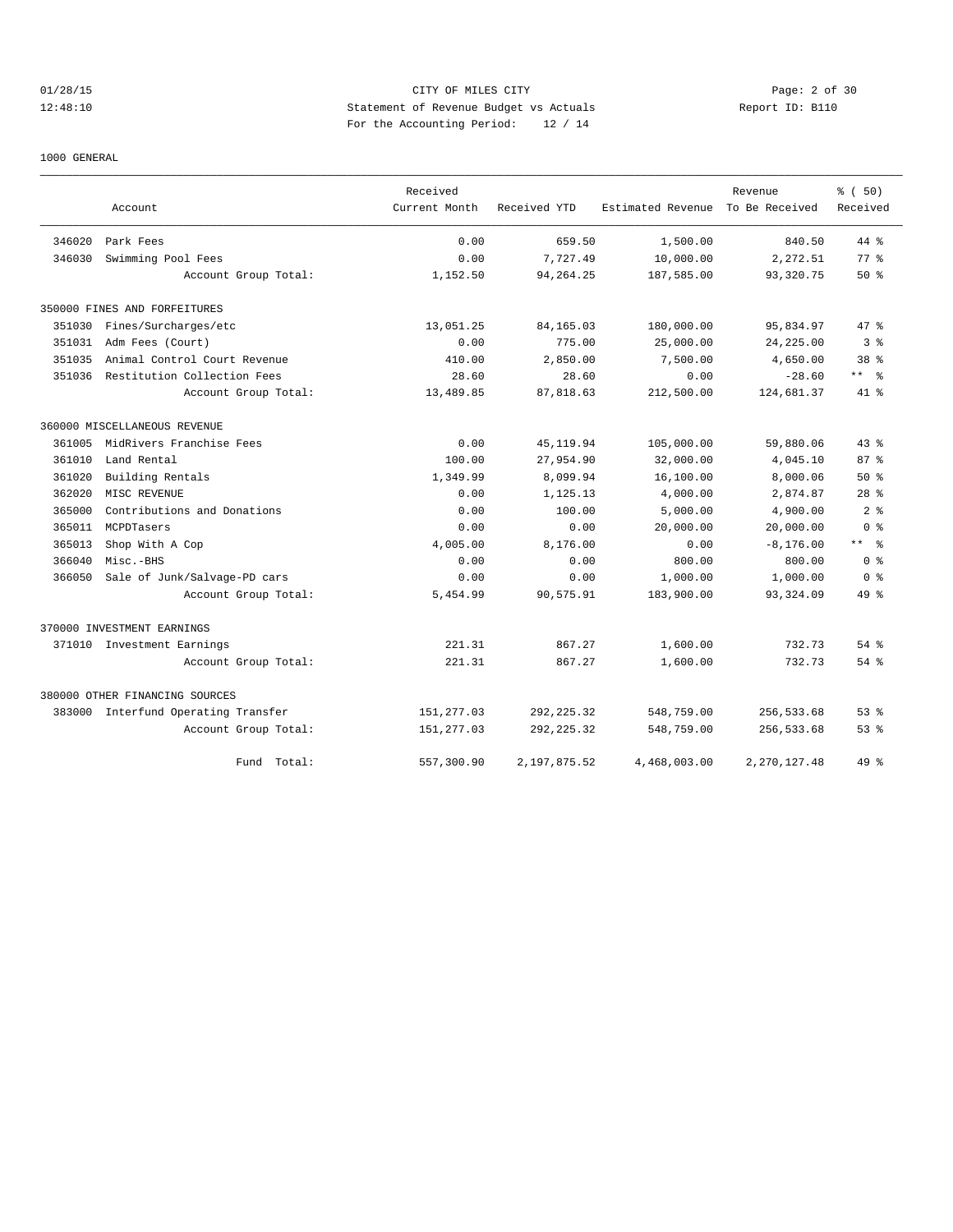01/28/15 CITY OF MILES CITY
12:48:10 Statement of Revenue Budget vs Actuals Report ID: B110
For the Accounting Period: 12 / 14

1000 GENERAL

| Account | | Received Current Month | Received YTD | Estimated Revenue | Revenue To Be Received | % ( 50) Received |
|---|---|---|---|---|---|---|
| 346020 | Park Fees | 0.00 | 659.50 | 1,500.00 | 840.50 | 44 % |
| 346030 | Swimming Pool Fees | 0.00 | 7,727.49 | 10,000.00 | 2,272.51 | 77 % |
| | Account Group Total: | 1,152.50 | 94,264.25 | 187,585.00 | 93,320.75 | 50 % |
| 350000 FINES AND FORFEITURES | | | | | | |
| 351030 | Fines/Surcharges/etc | 13,051.25 | 84,165.03 | 180,000.00 | 95,834.97 | 47 % |
| 351031 | Adm Fees (Court) | 0.00 | 775.00 | 25,000.00 | 24,225.00 | 3 % |
| 351035 | Animal Control Court Revenue | 410.00 | 2,850.00 | 7,500.00 | 4,650.00 | 38 % |
| 351036 | Restitution Collection Fees | 28.60 | 28.60 | 0.00 | -28.60 | ** % |
| | Account Group Total: | 13,489.85 | 87,818.63 | 212,500.00 | 124,681.37 | 41 % |
| 360000 MISCELLANEOUS REVENUE | | | | | | |
| 361005 | MidRivers Franchise Fees | 0.00 | 45,119.94 | 105,000.00 | 59,880.06 | 43 % |
| 361010 | Land Rental | 100.00 | 27,954.90 | 32,000.00 | 4,045.10 | 87 % |
| 361020 | Building Rentals | 1,349.99 | 8,099.94 | 16,100.00 | 8,000.06 | 50 % |
| 362020 | MISC REVENUE | 0.00 | 1,125.13 | 4,000.00 | 2,874.87 | 28 % |
| 365000 | Contributions and Donations | 0.00 | 100.00 | 5,000.00 | 4,900.00 | 2 % |
| 365011 | MCPDTasers | 0.00 | 0.00 | 20,000.00 | 20,000.00 | 0 % |
| 365013 | Shop With A Cop | 4,005.00 | 8,176.00 | 0.00 | -8,176.00 | ** % |
| 366040 | Misc.-BHS | 0.00 | 0.00 | 800.00 | 800.00 | 0 % |
| 366050 | Sale of Junk/Salvage-PD cars | 0.00 | 0.00 | 1,000.00 | 1,000.00 | 0 % |
| | Account Group Total: | 5,454.99 | 90,575.91 | 183,900.00 | 93,324.09 | 49 % |
| 370000 INVESTMENT EARNINGS | | | | | | |
| 371010 | Investment Earnings | 221.31 | 867.27 | 1,600.00 | 732.73 | 54 % |
| | Account Group Total: | 221.31 | 867.27 | 1,600.00 | 732.73 | 54 % |
| 380000 OTHER FINANCING SOURCES | | | | | | |
| 383000 | Interfund Operating Transfer | 151,277.03 | 292,225.32 | 548,759.00 | 256,533.68 | 53 % |
| | Account Group Total: | 151,277.03 | 292,225.32 | 548,759.00 | 256,533.68 | 53 % |
| | Fund Total: | 557,300.90 | 2,197,875.52 | 4,468,003.00 | 2,270,127.48 | 49 % |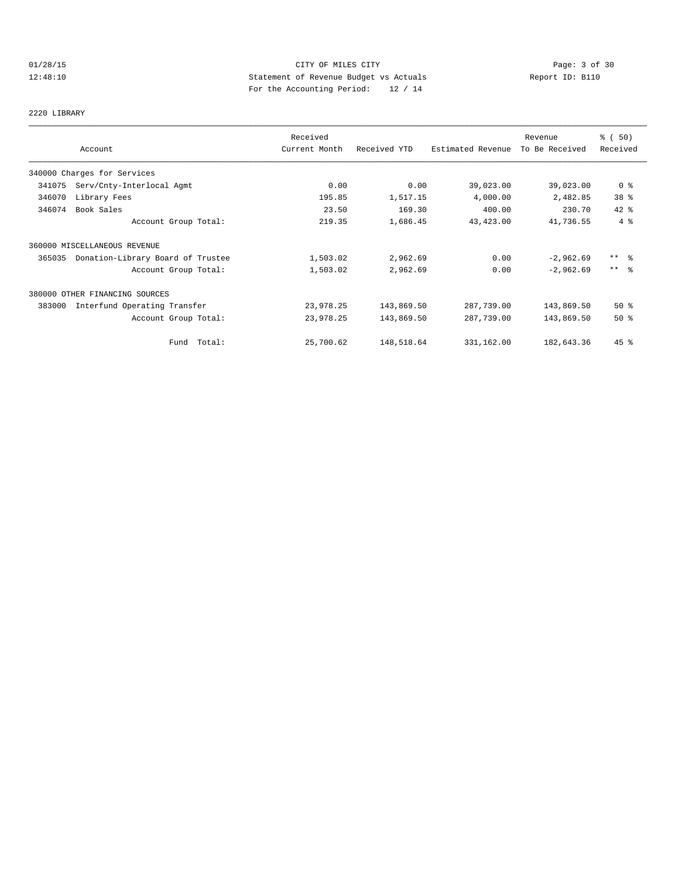CITY OF MILES CITY
Statement of Revenue Budget vs Actuals
For the Accounting Period: 12 / 14

01/28/15
12:48:10

Report ID: B110

2220 LIBRARY

| Account | Received Current Month | Received YTD | Estimated Revenue | Revenue To Be Received | % ( 50) Received |
|---|---|---|---|---|---|
| 340000 Charges for Services | | | | | |
| 341075 Serv/Cnty-Interlocal Agmt | 0.00 | 0.00 | 39,023.00 | 39,023.00 | 0 % |
| 346070 Library Fees | 195.85 | 1,517.15 | 4,000.00 | 2,482.85 | 38 % |
| 346074 Book Sales | 23.50 | 169.30 | 400.00 | 230.70 | 42 % |
| Account Group Total: | 219.35 | 1,686.45 | 43,423.00 | 41,736.55 | 4 % |
| 360000 MISCELLANEOUS REVENUE | | | | | |
| 365035 Donation-Library Board of Trustee | 1,503.02 | 2,962.69 | 0.00 | -2,962.69 | ** % |
| Account Group Total: | 1,503.02 | 2,962.69 | 0.00 | -2,962.69 | ** % |
| 380000 OTHER FINANCING SOURCES | | | | | |
| 383000 Interfund Operating Transfer | 23,978.25 | 143,869.50 | 287,739.00 | 143,869.50 | 50 % |
| Account Group Total: | 23,978.25 | 143,869.50 | 287,739.00 | 143,869.50 | 50 % |
| Fund Total: | 25,700.62 | 148,518.64 | 331,162.00 | 182,643.36 | 45 % |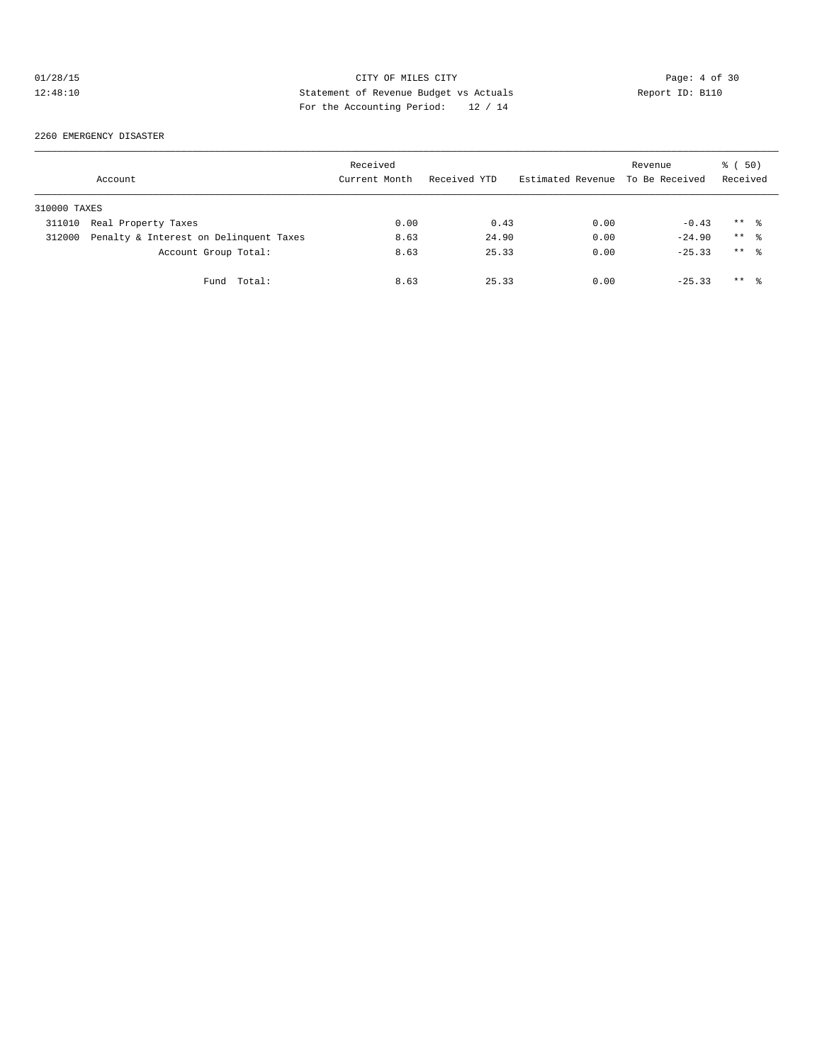CITY OF MILES CITY
Statement of Revenue Budget vs Actuals
For the Accounting Period: 12 / 14

2260 EMERGENCY DISASTER

| Account | | Received Current Month | Received YTD | Estimated Revenue | Revenue To Be Received | % ( 50) Received |
|---|---|---|---|---|---|---|
| 310000 TAXES | | | | | | |
| 311010 | Real Property Taxes | 0.00 | 0.43 | 0.00 | -0.43 | ** % |
| 312000 | Penalty & Interest on Delinquent Taxes | 8.63 | 24.90 | 0.00 | -24.90 | ** % |
| | Account Group Total: | 8.63 | 25.33 | 0.00 | -25.33 | ** % |
| | Fund Total: | 8.63 | 25.33 | 0.00 | -25.33 | ** % |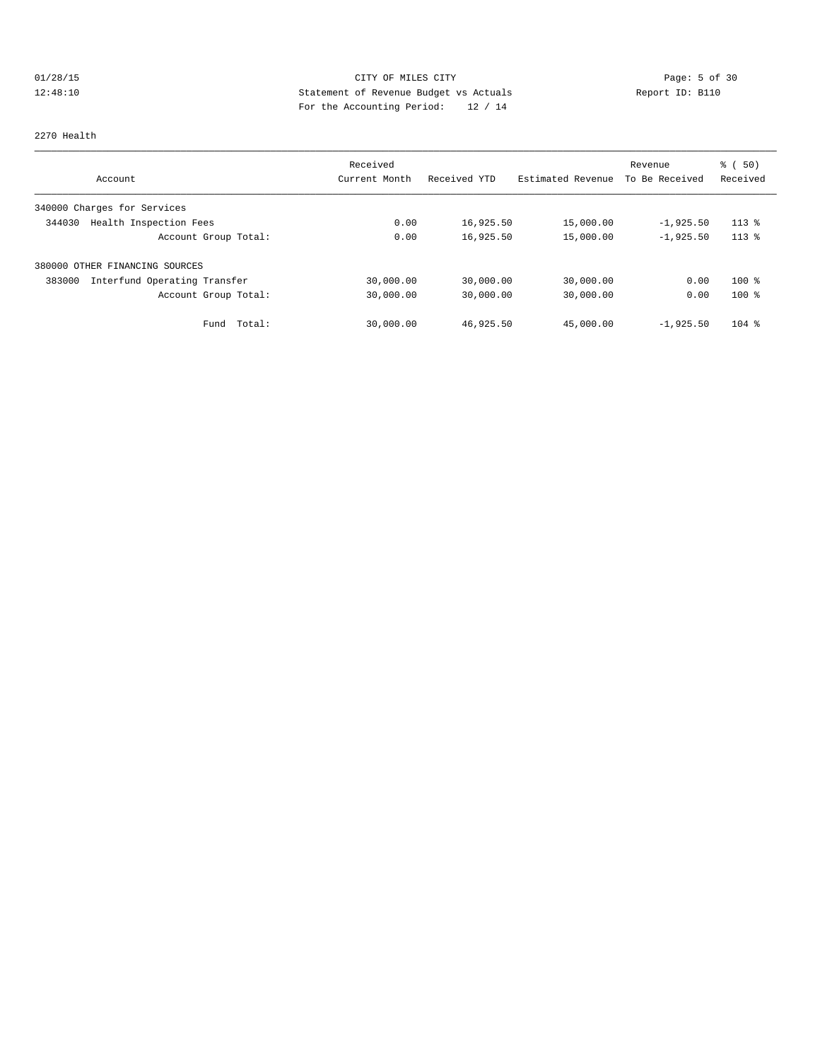CITY OF MILES CITY
Statement of Revenue Budget vs Actuals
For the Accounting Period: 12 / 14

01/28/15
12:48:10

Report ID: B110

2270 Health

| Account | Received Current Month | Received YTD | Estimated Revenue | Revenue To Be Received | % ( 50) Received |
|---|---|---|---|---|---|
| 340000 Charges for Services | | | | | |
| 344030 Health Inspection Fees | 0.00 | 16,925.50 | 15,000.00 | -1,925.50 | 113 % |
| Account Group Total: | 0.00 | 16,925.50 | 15,000.00 | -1,925.50 | 113 % |
| 380000 OTHER FINANCING SOURCES | | | | | |
| 383000 Interfund Operating Transfer | 30,000.00 | 30,000.00 | 30,000.00 | 0.00 | 100 % |
| Account Group Total: | 30,000.00 | 30,000.00 | 30,000.00 | 0.00 | 100 % |
| Fund Total: | 30,000.00 | 46,925.50 | 45,000.00 | -1,925.50 | 104 % |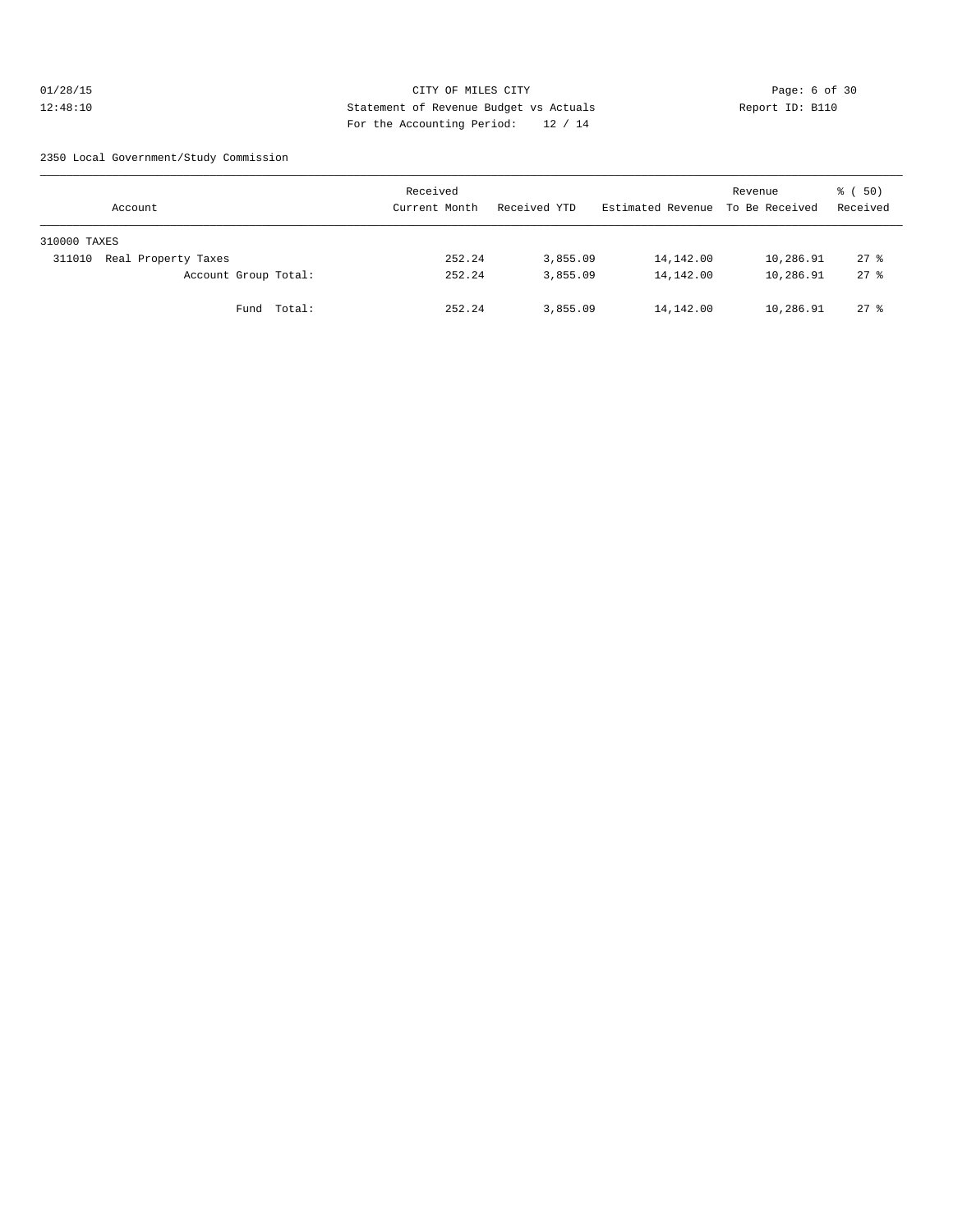CITY OF MILES CITY
Statement of Revenue Budget vs Actuals
For the Accounting Period: 12 / 14

01/28/15
12:48:10

Report ID: B110

2350 Local Government/Study Commission

| Account | Received Current Month | Received YTD | Estimated Revenue | Revenue To Be Received | % ( 50) Received |
|---|---|---|---|---|---|
| 310000 TAXES | | | | | |
| 311010 Real Property Taxes | 252.24 | 3,855.09 | 14,142.00 | 10,286.91 | 27 % |
| Account Group Total: | 252.24 | 3,855.09 | 14,142.00 | 10,286.91 | 27 % |
| Fund Total: | 252.24 | 3,855.09 | 14,142.00 | 10,286.91 | 27 % |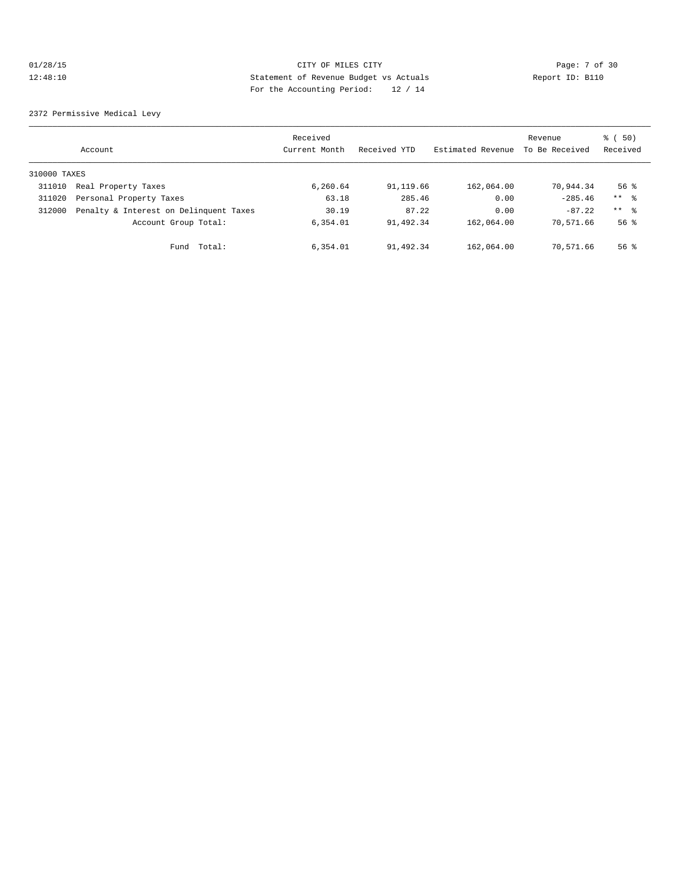CITY OF MILES CITY
Statement of Revenue Budget vs Actuals
For the Accounting Period: 12 / 14

01/28/15
12:48:10

Report ID: B110

2372 Permissive Medical Levy

| Account | | Received Current Month | Received YTD | Estimated Revenue | Revenue To Be Received | % ( 50) Received |
|---|---|---|---|---|---|---|
| 310000 TAXES | | | | | | |
| 311010 | Real Property Taxes | 6,260.64 | 91,119.66 | 162,064.00 | 70,944.34 | 56 % |
| 311020 | Personal Property Taxes | 63.18 | 285.46 | 0.00 | -285.46 | ** % |
| 312000 | Penalty & Interest on Delinquent Taxes | 30.19 | 87.22 | 0.00 | -87.22 | ** % |
| | Account Group Total: | 6,354.01 | 91,492.34 | 162,064.00 | 70,571.66 | 56 % |
| | Fund Total: | 6,354.01 | 91,492.34 | 162,064.00 | 70,571.66 | 56 % |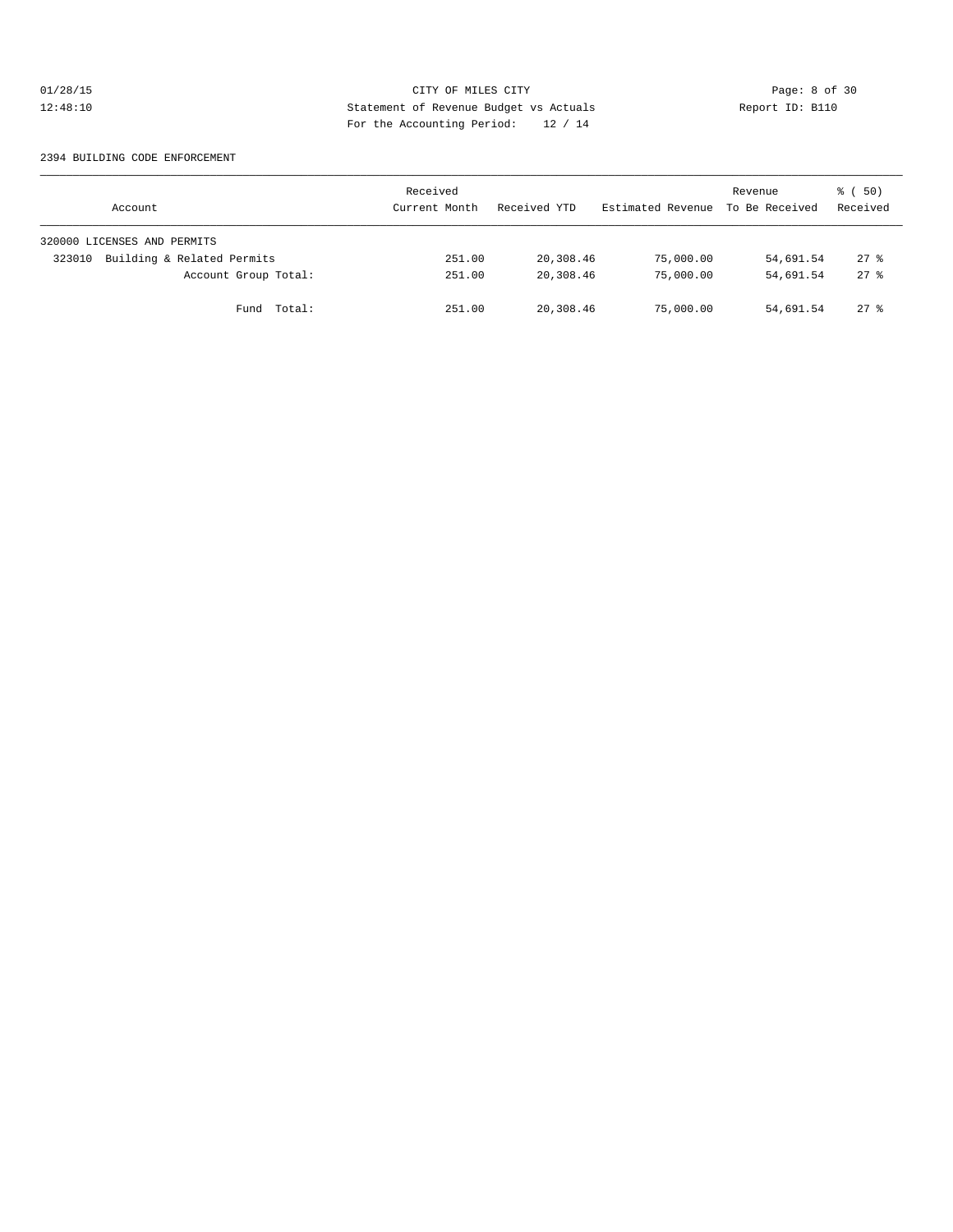CITY OF MILES CITY
Statement of Revenue Budget vs Actuals
For the Accounting Period: 12 / 14

01/28/15
12:48:10

Report ID: B110

2394 BUILDING CODE ENFORCEMENT

| Account | Received Current Month | Received YTD | Estimated Revenue | Revenue To Be Received | % ( 50) Received |
|---|---|---|---|---|---|
| 320000 LICENSES AND PERMITS | | | | | |
| 323010 Building & Related Permits | 251.00 | 20,308.46 | 75,000.00 | 54,691.54 | 27 % |
| Account Group Total: | 251.00 | 20,308.46 | 75,000.00 | 54,691.54 | 27 % |
| Fund Total: | 251.00 | 20,308.46 | 75,000.00 | 54,691.54 | 27 % |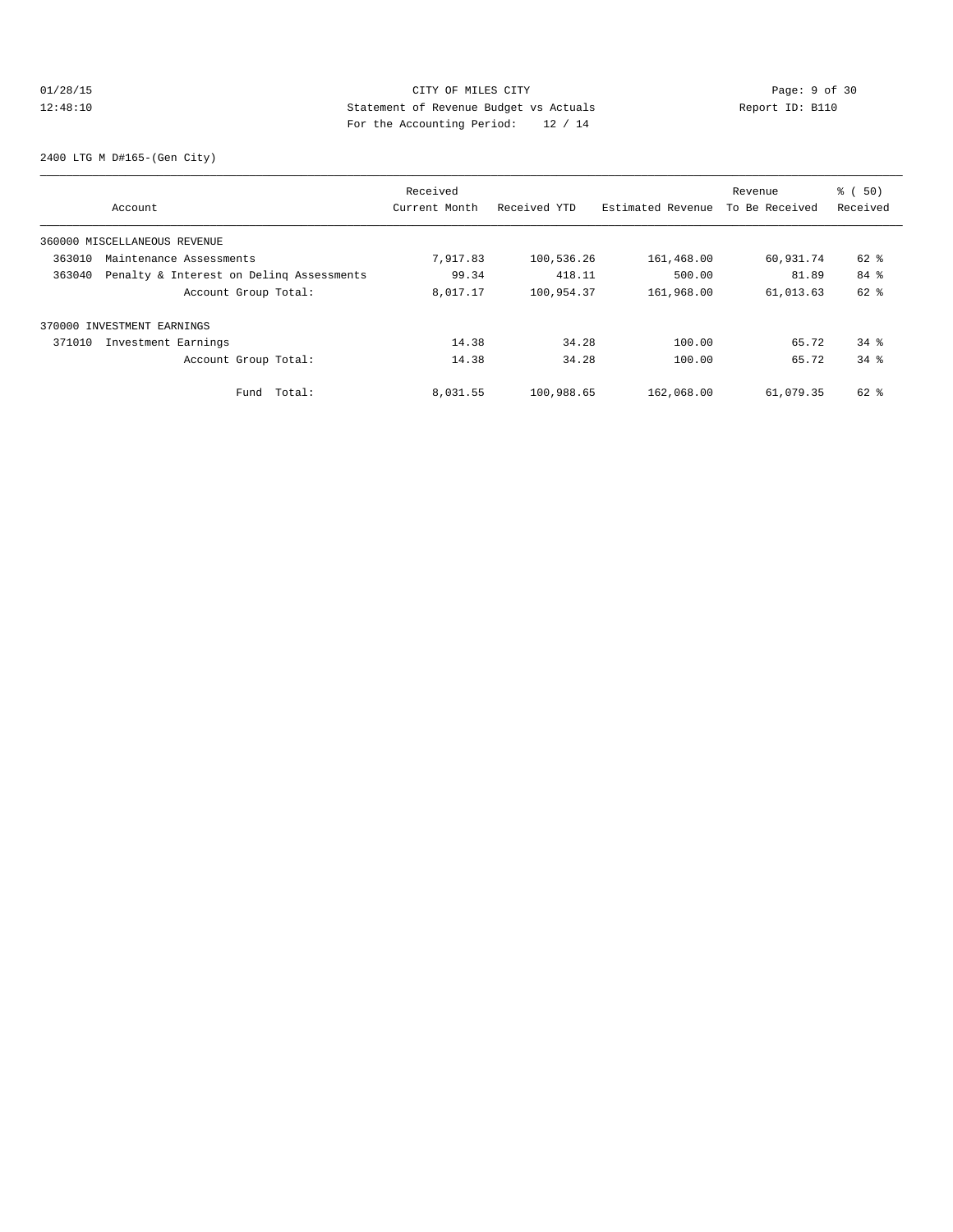CITY OF MILES CITY
Statement of Revenue Budget vs Actuals
For the Accounting Period: 12 / 14

01/28/15
12:48:10

Report ID: B110

2400 LTG M D#165-(Gen City)

| Account | | Received Current Month | Received YTD | Estimated Revenue | Revenue To Be Received | % ( 50) Received |
|---|---|---|---|---|---|---|
| 360000 MISCELLANEOUS REVENUE | | | | | | |
| 363010 | Maintenance Assessments | 7,917.83 | 100,536.26 | 161,468.00 | 60,931.74 | 62 % |
| 363040 | Penalty & Interest on Delinq Assessments | 99.34 | 418.11 | 500.00 | 81.89 | 84 % |
| | Account Group Total: | 8,017.17 | 100,954.37 | 161,968.00 | 61,013.63 | 62 % |
| 370000 INVESTMENT EARNINGS | | | | | | |
| 371010 | Investment Earnings | 14.38 | 34.28 | 100.00 | 65.72 | 34 % |
| | Account Group Total: | 14.38 | 34.28 | 100.00 | 65.72 | 34 % |
| | Fund Total: | 8,031.55 | 100,988.65 | 162,068.00 | 61,079.35 | 62 % |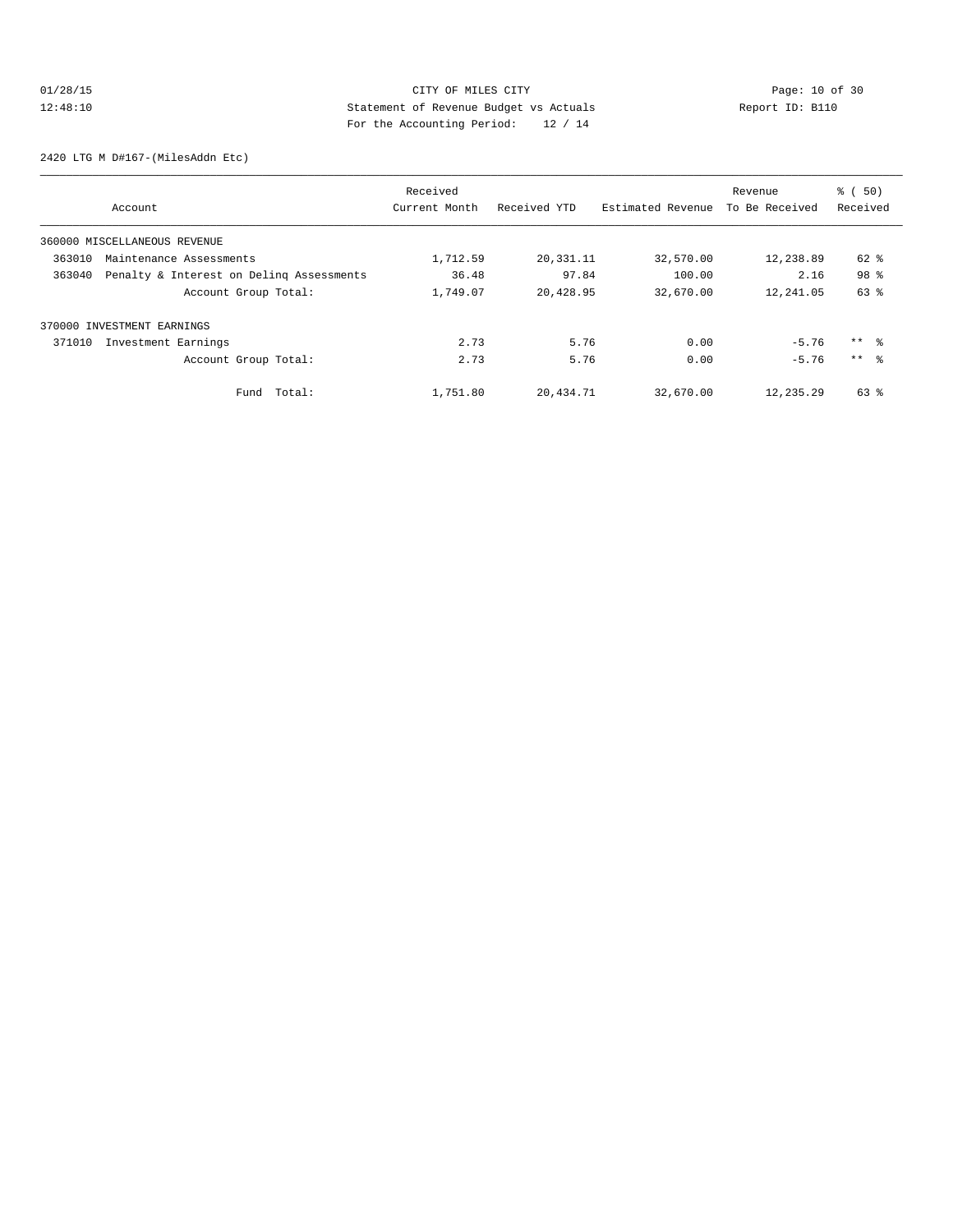CITY OF MILES CITY
Statement of Revenue Budget vs Actuals
For the Accounting Period: 12 / 14

01/28/15
12:48:10

Report ID: B110

2420 LTG M D#167-(MilesAddn Etc)

| Account | Received Current Month | Received YTD | Estimated Revenue | Revenue To Be Received | % ( 50) Received |
|---|---|---|---|---|---|
| 360000 MISCELLANEOUS REVENUE | | | | | |
| 363010 Maintenance Assessments | 1,712.59 | 20,331.11 | 32,570.00 | 12,238.89 | 62 % |
| 363040 Penalty & Interest on Delinq Assessments | 36.48 | 97.84 | 100.00 | 2.16 | 98 % |
| Account Group Total: | 1,749.07 | 20,428.95 | 32,670.00 | 12,241.05 | 63 % |
| 370000 INVESTMENT EARNINGS | | | | | |
| 371010 Investment Earnings | 2.73 | 5.76 | 0.00 | -5.76 | ** % |
| Account Group Total: | 2.73 | 5.76 | 0.00 | -5.76 | ** % |
| Fund Total: | 1,751.80 | 20,434.71 | 32,670.00 | 12,235.29 | 63 % |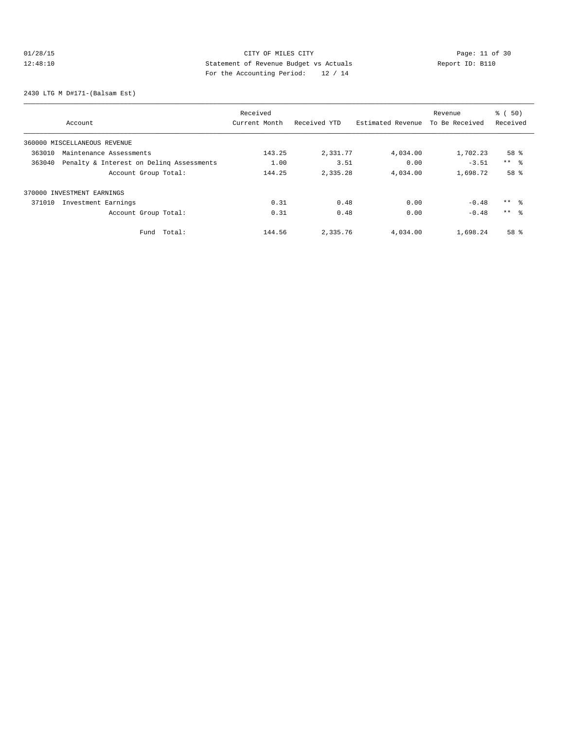CITY OF MILES CITY

Statement of Revenue Budget vs Actuals

For the Accounting Period: 12 / 14

2430 LTG M D#171-(Balsam Est)

| Account | Received Current Month | Received YTD | Estimated Revenue | Revenue To Be Received | % ( 50) Received |
|---|---|---|---|---|---|
| 360000 MISCELLANEOUS REVENUE | | | | | |
| 363010 Maintenance Assessments | 143.25 | 2,331.77 | 4,034.00 | 1,702.23 | 58 % |
| 363040 Penalty & Interest on Delinq Assessments | 1.00 | 3.51 | 0.00 | -3.51 | ** % |
| Account Group Total: | 144.25 | 2,335.28 | 4,034.00 | 1,698.72 | 58 % |
| 370000 INVESTMENT EARNINGS | | | | | |
| 371010 Investment Earnings | 0.31 | 0.48 | 0.00 | -0.48 | ** % |
| Account Group Total: | 0.31 | 0.48 | 0.00 | -0.48 | ** % |
| Fund Total: | 144.56 | 2,335.76 | 4,034.00 | 1,698.24 | 58 % |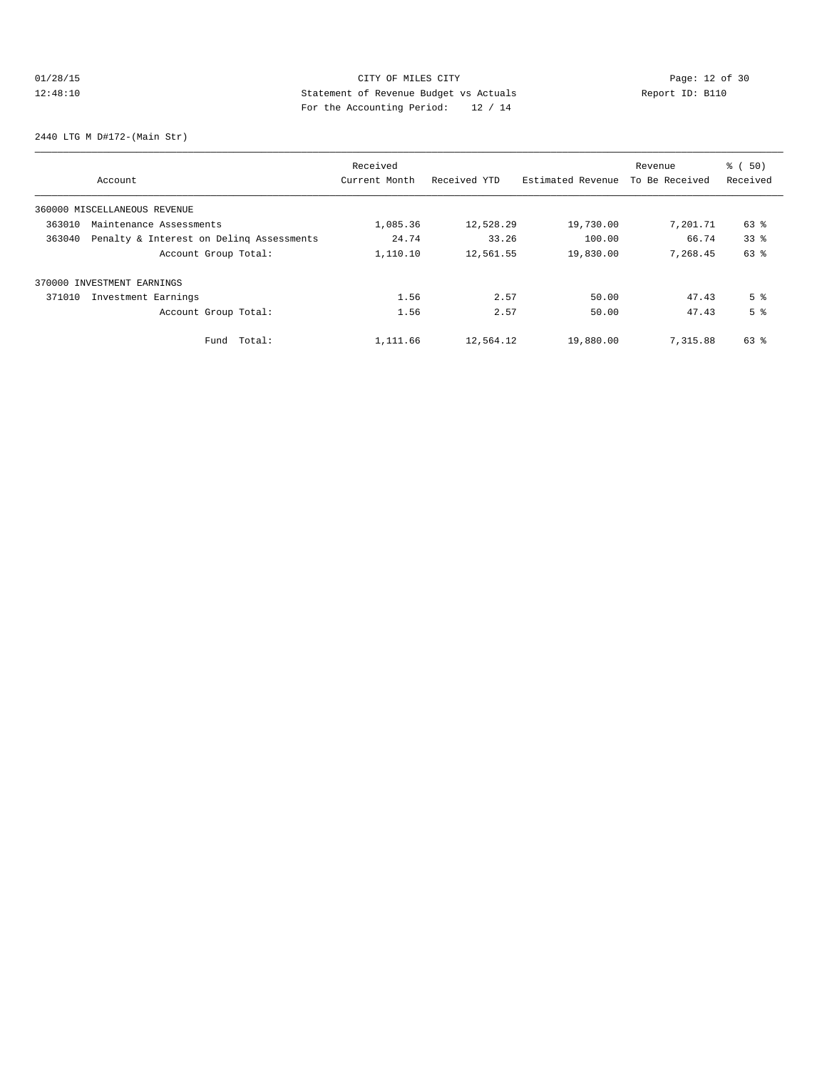CITY OF MILES CITY

Statement of Revenue Budget vs Actuals

For the Accounting Period: 12 / 14

01/28/15
12:48:10

Report ID: B110

2440 LTG M D#172-(Main Str)

| Account | Received Current Month | Received YTD | Estimated Revenue | Revenue To Be Received | % ( 50) Received |
|---|---|---|---|---|---|
| 360000 MISCELLANEOUS REVENUE | | | | | |
| 363010 Maintenance Assessments | 1,085.36 | 12,528.29 | 19,730.00 | 7,201.71 | 63 % |
| 363040 Penalty & Interest on Delinq Assessments | 24.74 | 33.26 | 100.00 | 66.74 | 33 % |
| Account Group Total: | 1,110.10 | 12,561.55 | 19,830.00 | 7,268.45 | 63 % |
| 370000 INVESTMENT EARNINGS | | | | | |
| 371010 Investment Earnings | 1.56 | 2.57 | 50.00 | 47.43 | 5 % |
| Account Group Total: | 1.56 | 2.57 | 50.00 | 47.43 | 5 % |
| Fund Total: | 1,111.66 | 12,564.12 | 19,880.00 | 7,315.88 | 63 % |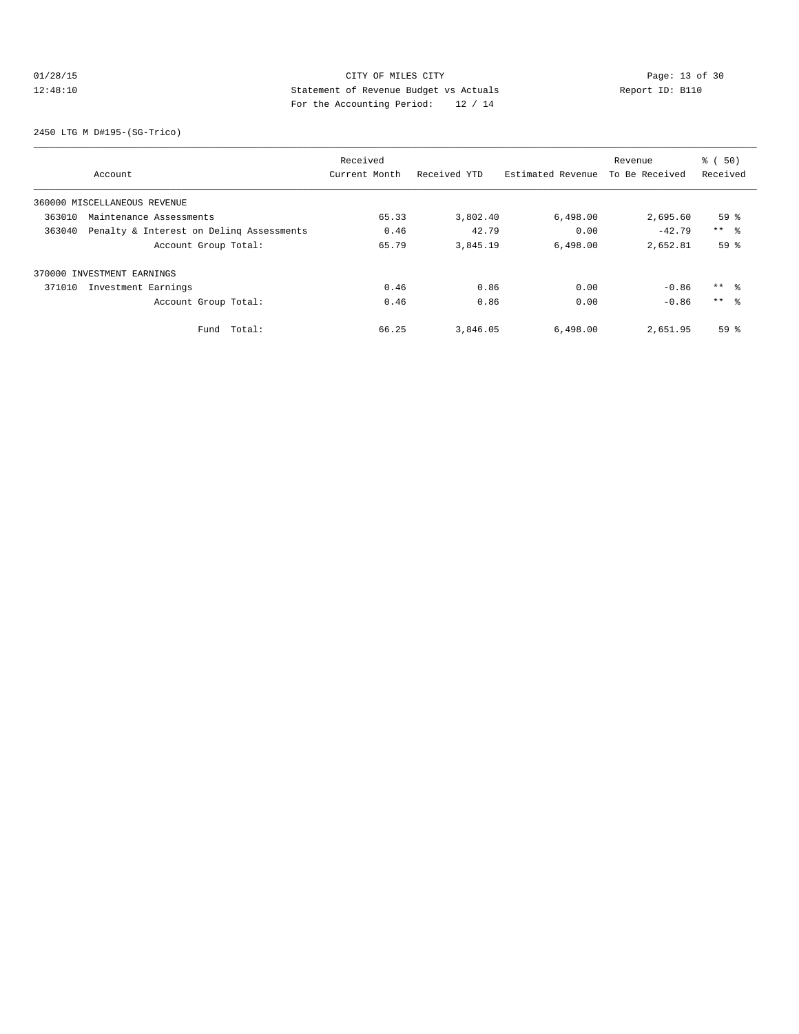CITY OF MILES CITY
Statement of Revenue Budget vs Actuals
For the Accounting Period: 12 / 14

01/28/15
12:48:10

Report ID: B110

2450 LTG M D#195-(SG-Trico)

| Account | Received Current Month | Received YTD | Estimated Revenue | Revenue To Be Received | % ( 50) Received |
|---|---|---|---|---|---|
| 360000 MISCELLANEOUS REVENUE | | | | | |
| 363010 Maintenance Assessments | 65.33 | 3,802.40 | 6,498.00 | 2,695.60 | 59 % |
| 363040 Penalty & Interest on Delinq Assessments | 0.46 | 42.79 | 0.00 | -42.79 | ** % |
| Account Group Total: | 65.79 | 3,845.19 | 6,498.00 | 2,652.81 | 59 % |
| 370000 INVESTMENT EARNINGS | | | | | |
| 371010 Investment Earnings | 0.46 | 0.86 | 0.00 | -0.86 | ** % |
| Account Group Total: | 0.46 | 0.86 | 0.00 | -0.86 | ** % |
| Fund Total: | 66.25 | 3,846.05 | 6,498.00 | 2,651.95 | 59 % |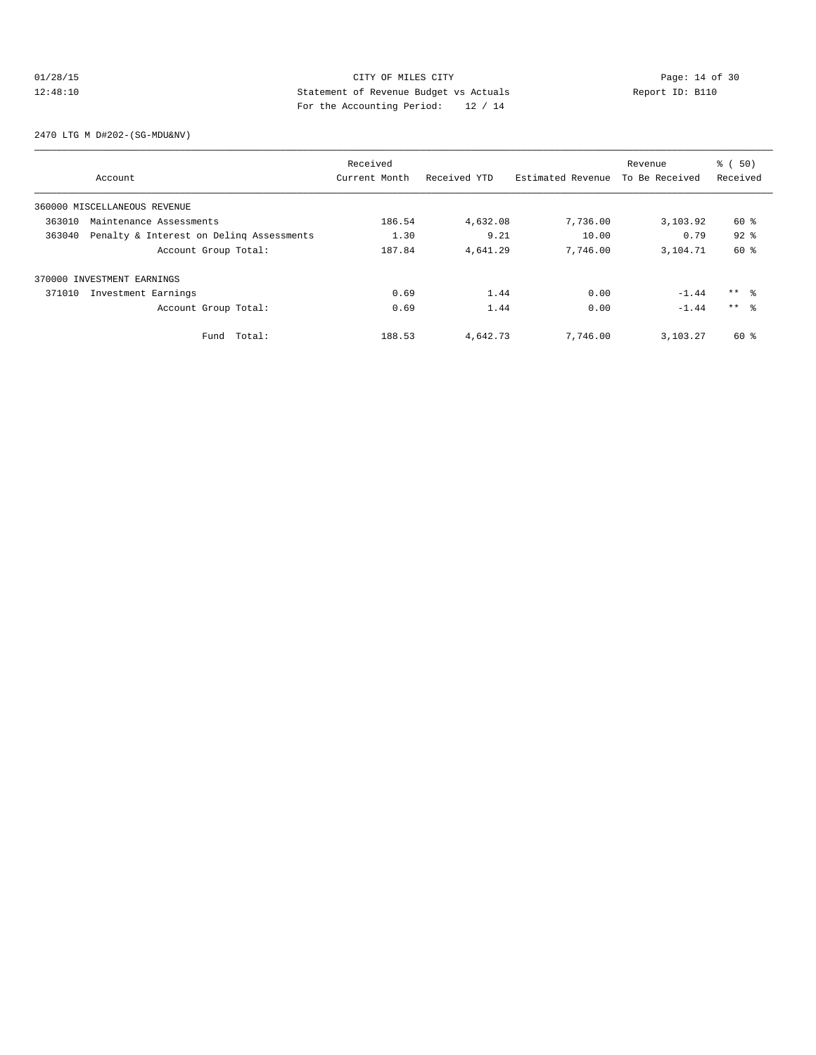2470 LTG M D#202-(SG-MDU&NV)

| Account | Received Current Month | Received YTD | Estimated Revenue | Revenue To Be Received | % ( 50) Received |
|---|---|---|---|---|---|
| 360000 MISCELLANEOUS REVENUE | | | | | |
| 363010 Maintenance Assessments | 186.54 | 4,632.08 | 7,736.00 | 3,103.92 | 60 % |
| 363040 Penalty & Interest on Delinq Assessments | 1.30 | 9.21 | 10.00 | 0.79 | 92 % |
| Account Group Total: | 187.84 | 4,641.29 | 7,746.00 | 3,104.71 | 60 % |
| 370000 INVESTMENT EARNINGS | | | | | |
| 371010 Investment Earnings | 0.69 | 1.44 | 0.00 | -1.44 | ** % |
| Account Group Total: | 0.69 | 1.44 | 0.00 | -1.44 | ** % |
| Fund Total: | 188.53 | 4,642.73 | 7,746.00 | 3,103.27 | 60 % |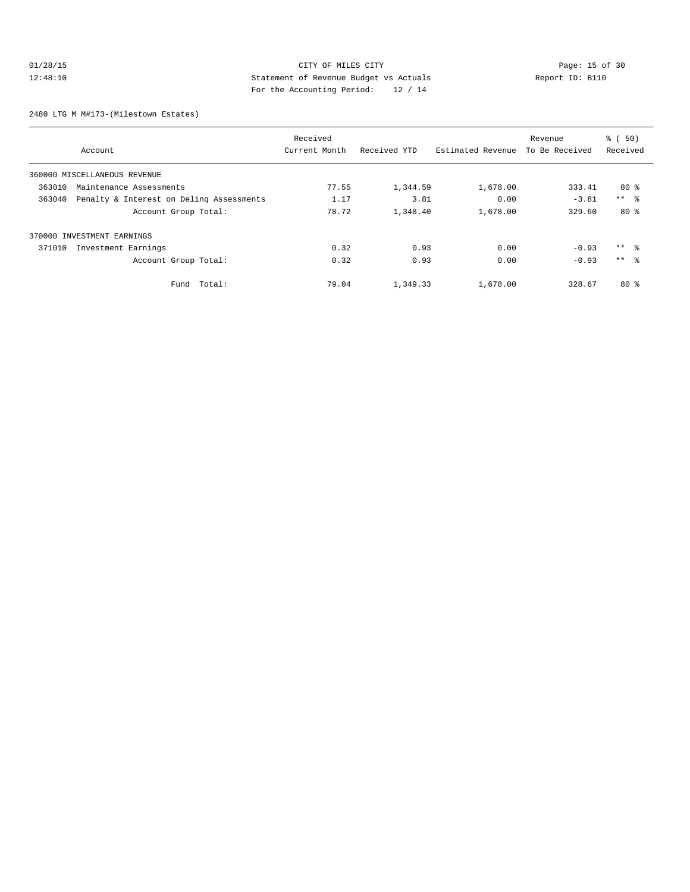CITY OF MILES CITY
Statement of Revenue Budget vs Actuals
For the Accounting Period: 12 / 14

01/28/15
12:48:10

Report ID: B110

2480 LTG M M#173-(Milestown Estates)

| Account | Received Current Month | Received YTD | Estimated Revenue | Revenue To Be Received | % ( 50) Received |
|---|---|---|---|---|---|
| 360000 MISCELLANEOUS REVENUE | | | | | |
| 363010 Maintenance Assessments | 77.55 | 1,344.59 | 1,678.00 | 333.41 | 80 % |
| 363040 Penalty & Interest on Delinq Assessments | 1.17 | 3.81 | 0.00 | -3.81 | ** % |
| Account Group Total: | 78.72 | 1,348.40 | 1,678.00 | 329.60 | 80 % |
| 370000 INVESTMENT EARNINGS | | | | | |
| 371010 Investment Earnings | 0.32 | 0.93 | 0.00 | -0.93 | ** % |
| Account Group Total: | 0.32 | 0.93 | 0.00 | -0.93 | ** % |
| Fund Total: | 79.04 | 1,349.33 | 1,678.00 | 328.67 | 80 % |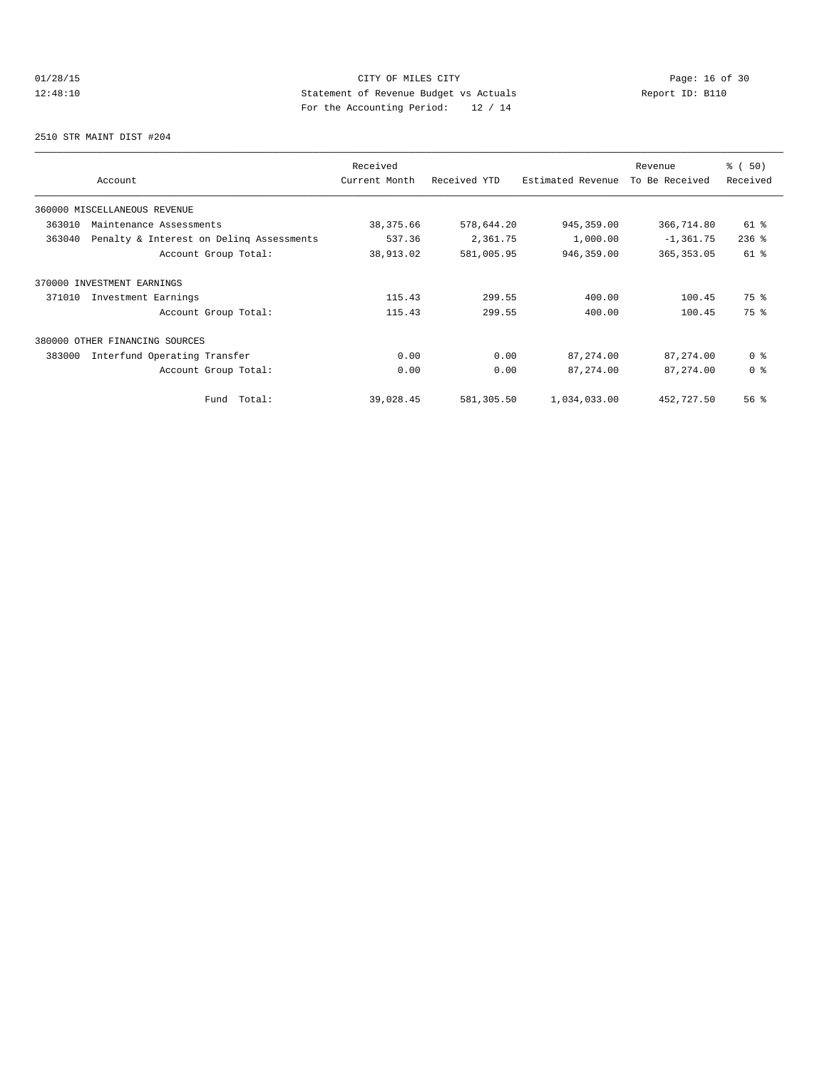CITY OF MILES CITY
Statement of Revenue Budget vs Actuals
For the Accounting Period: 12 / 14

01/28/15
12:48:10

Report ID: B110

2510 STR MAINT DIST #204

| Account | Received Current Month | Received YTD | Estimated Revenue | Revenue To Be Received | % ( 50) Received |
|---|---|---|---|---|---|
| 360000 MISCELLANEOUS REVENUE | | | | | |
| 363010 Maintenance Assessments | 38,375.66 | 578,644.20 | 945,359.00 | 366,714.80 | 61 % |
| 363040 Penalty & Interest on Delinq Assessments | 537.36 | 2,361.75 | 1,000.00 | -1,361.75 | 236 % |
| Account Group Total: | 38,913.02 | 581,005.95 | 946,359.00 | 365,353.05 | 61 % |
| 370000 INVESTMENT EARNINGS | | | | | |
| 371010 Investment Earnings | 115.43 | 299.55 | 400.00 | 100.45 | 75 % |
| Account Group Total: | 115.43 | 299.55 | 400.00 | 100.45 | 75 % |
| 380000 OTHER FINANCING SOURCES | | | | | |
| 383000 Interfund Operating Transfer | 0.00 | 0.00 | 87,274.00 | 87,274.00 | 0 % |
| Account Group Total: | 0.00 | 0.00 | 87,274.00 | 87,274.00 | 0 % |
| Fund Total: | 39,028.45 | 581,305.50 | 1,034,033.00 | 452,727.50 | 56 % |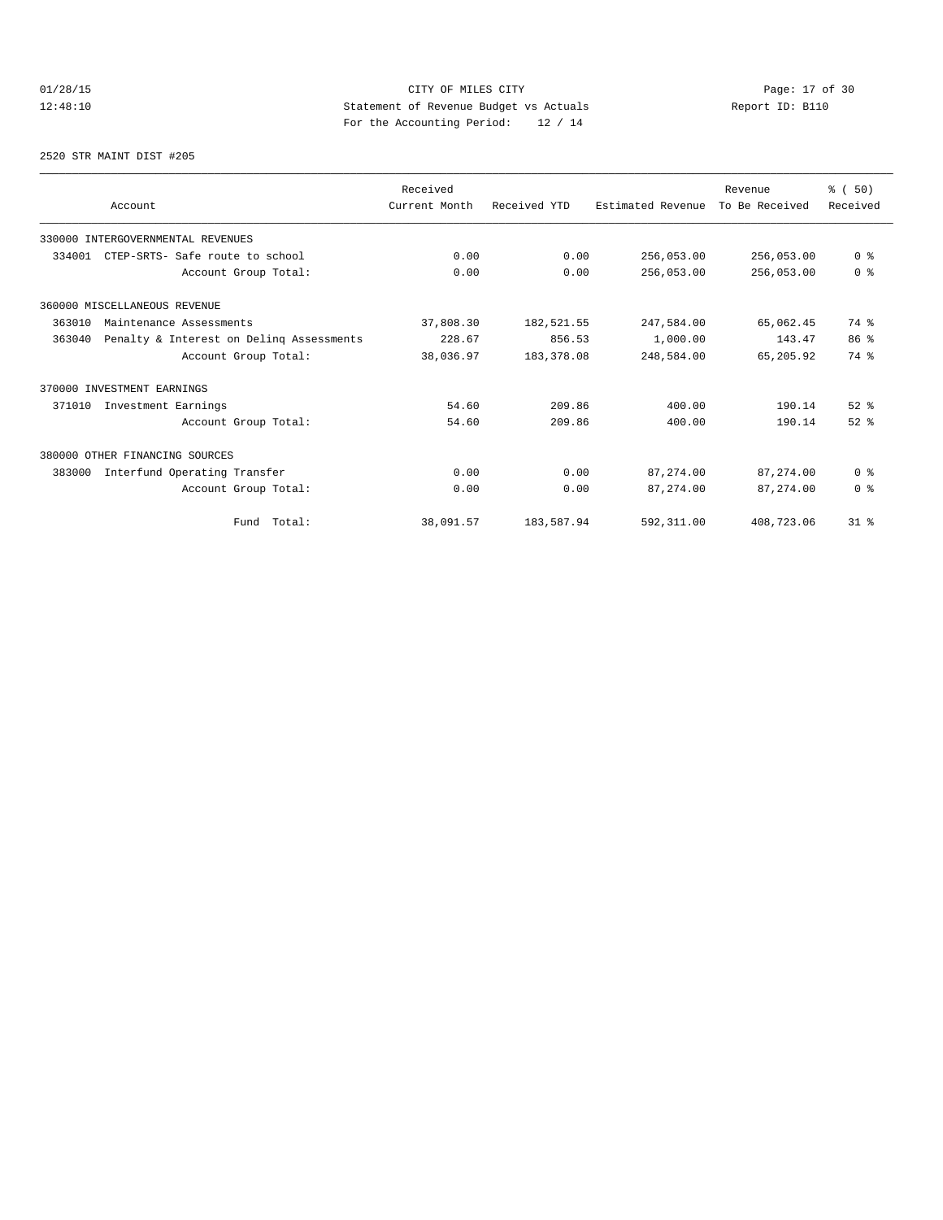CITY OF MILES CITY
Statement of Revenue Budget vs Actuals
For the Accounting Period: 12 / 14

01/28/15
12:48:10

Report ID: B110

2520 STR MAINT DIST #205

| Account | Received Current Month | Received YTD | Estimated Revenue | Revenue To Be Received | % ( 50) Received |
|---|---|---|---|---|---|
| 330000 INTERGOVERNMENTAL REVENUES | | | | | |
| 334001 CTEP-SRTS- Safe route to school | 0.00 | 0.00 | 256,053.00 | 256,053.00 | 0 % |
| Account Group Total: | 0.00 | 0.00 | 256,053.00 | 256,053.00 | 0 % |
| 360000 MISCELLANEOUS REVENUE | | | | | |
| 363010 Maintenance Assessments | 37,808.30 | 182,521.55 | 247,584.00 | 65,062.45 | 74 % |
| 363040 Penalty & Interest on Delinq Assessments | 228.67 | 856.53 | 1,000.00 | 143.47 | 86 % |
| Account Group Total: | 38,036.97 | 183,378.08 | 248,584.00 | 65,205.92 | 74 % |
| 370000 INVESTMENT EARNINGS | | | | | |
| 371010 Investment Earnings | 54.60 | 209.86 | 400.00 | 190.14 | 52 % |
| Account Group Total: | 54.60 | 209.86 | 400.00 | 190.14 | 52 % |
| 380000 OTHER FINANCING SOURCES | | | | | |
| 383000 Interfund Operating Transfer | 0.00 | 0.00 | 87,274.00 | 87,274.00 | 0 % |
| Account Group Total: | 0.00 | 0.00 | 87,274.00 | 87,274.00 | 0 % |
| Fund Total: | 38,091.57 | 183,587.94 | 592,311.00 | 408,723.06 | 31 % |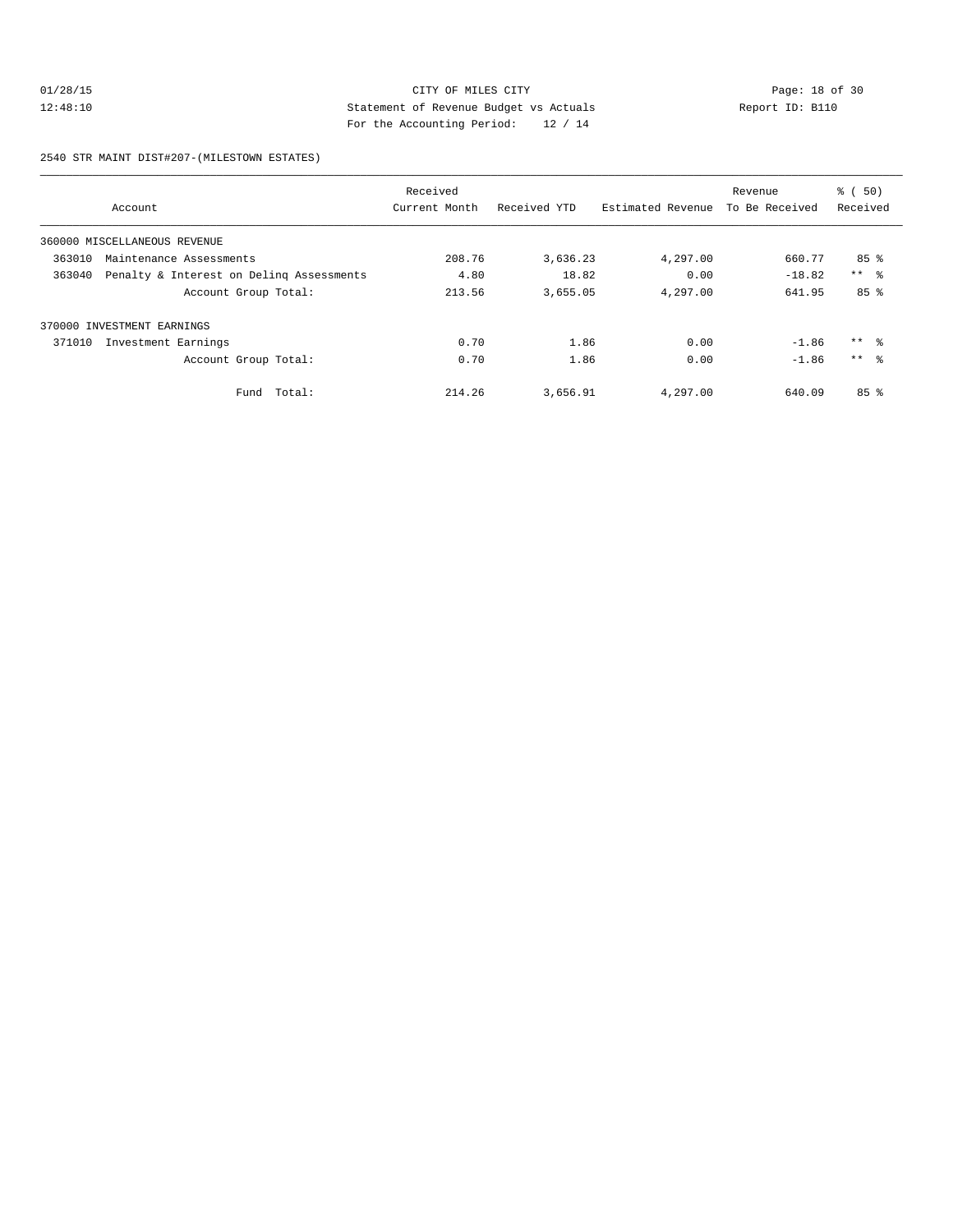CITY OF MILES CITY
Statement of Revenue Budget vs Actuals
For the Accounting Period: 12 / 14

01/28/15
12:48:10

Report ID: B110

2540 STR MAINT DIST#207-(MILESTOWN ESTATES)

| Account | Received Current Month | Received YTD | Estimated Revenue | Revenue To Be Received | % ( 50) Received |
|---|---|---|---|---|---|
| 360000 MISCELLANEOUS REVENUE | | | | | |
| 363010 Maintenance Assessments | 208.76 | 3,636.23 | 4,297.00 | 660.77 | 85 % |
| 363040 Penalty & Interest on Delinq Assessments | 4.80 | 18.82 | 0.00 | -18.82 | ** % |
| Account Group Total: | 213.56 | 3,655.05 | 4,297.00 | 641.95 | 85 % |
| 370000 INVESTMENT EARNINGS | | | | | |
| 371010 Investment Earnings | 0.70 | 1.86 | 0.00 | -1.86 | ** % |
| Account Group Total: | 0.70 | 1.86 | 0.00 | -1.86 | ** % |
| Fund Total: | 214.26 | 3,656.91 | 4,297.00 | 640.09 | 85 % |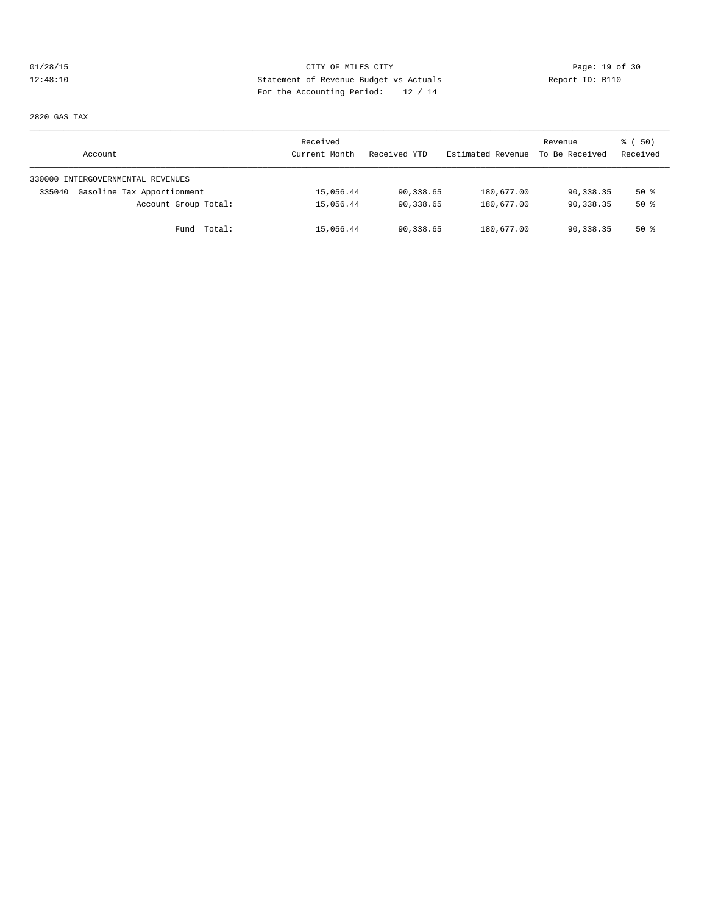CITY OF MILES CITY
Statement of Revenue Budget vs Actuals
For the Accounting Period: 12 / 14

01/28/15
12:48:10

Report ID: B110

2820 GAS TAX

| Account | Received Current Month | Received YTD | Estimated Revenue | Revenue To Be Received | % ( 50) Received |
|---|---|---|---|---|---|
| 330000 INTERGOVERNMENTAL REVENUES | | | | | |
| 335040 Gasoline Tax Apportionment | 15,056.44 | 90,338.65 | 180,677.00 | 90,338.35 | 50 % |
| Account Group Total: | 15,056.44 | 90,338.65 | 180,677.00 | 90,338.35 | 50 % |
| Fund Total: | 15,056.44 | 90,338.65 | 180,677.00 | 90,338.35 | 50 % |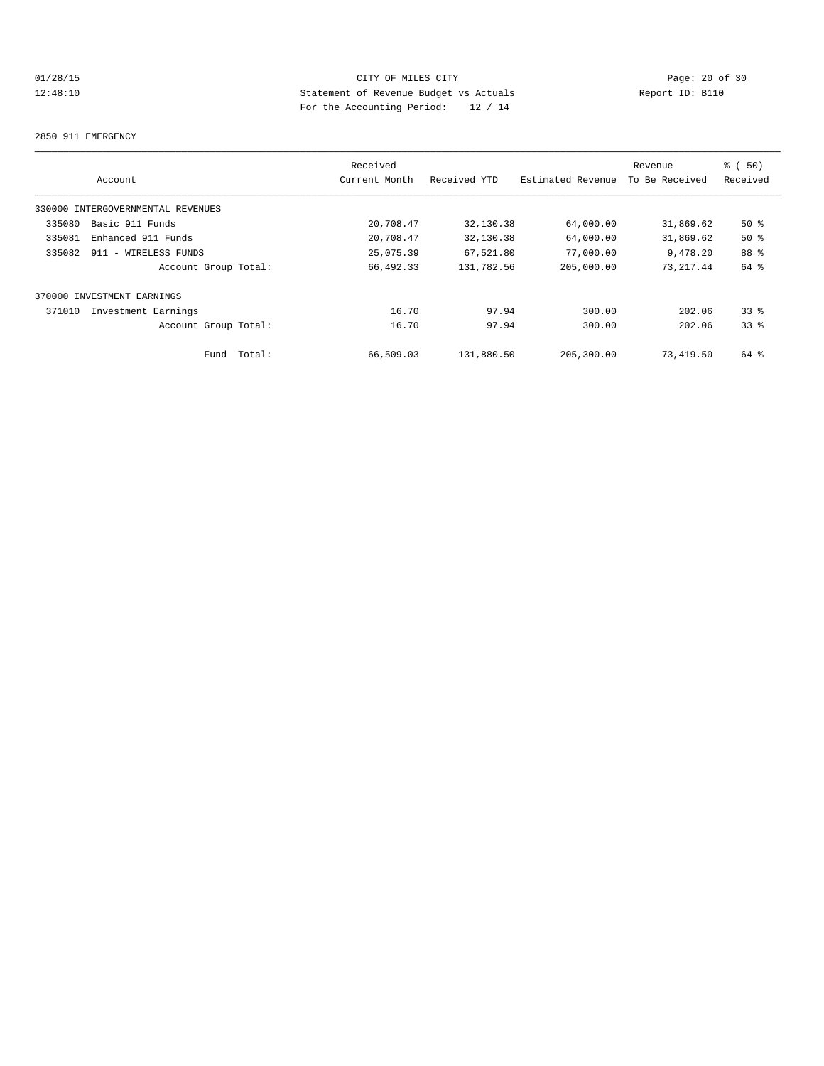CITY OF MILES CITY

Statement of Revenue Budget vs Actuals

For the Accounting Period: 12 / 14

01/28/15
12:48:10

Report ID: B110

2850 911 EMERGENCY

| Account | Received Current Month | Received YTD | Estimated Revenue | Revenue To Be Received | % ( 50) Received |
|---|---|---|---|---|---|
| 330000 INTERGOVERNMENTAL REVENUES | | | | | |
| 335080 Basic 911 Funds | 20,708.47 | 32,130.38 | 64,000.00 | 31,869.62 | 50 % |
| 335081 Enhanced 911 Funds | 20,708.47 | 32,130.38 | 64,000.00 | 31,869.62 | 50 % |
| 335082 911 - WIRELESS FUNDS | 25,075.39 | 67,521.80 | 77,000.00 | 9,478.20 | 88 % |
| Account Group Total: | 66,492.33 | 131,782.56 | 205,000.00 | 73,217.44 | 64 % |
| 370000 INVESTMENT EARNINGS | | | | | |
| 371010 Investment Earnings | 16.70 | 97.94 | 300.00 | 202.06 | 33 % |
| Account Group Total: | 16.70 | 97.94 | 300.00 | 202.06 | 33 % |
| Fund Total: | 66,509.03 | 131,880.50 | 205,300.00 | 73,419.50 | 64 % |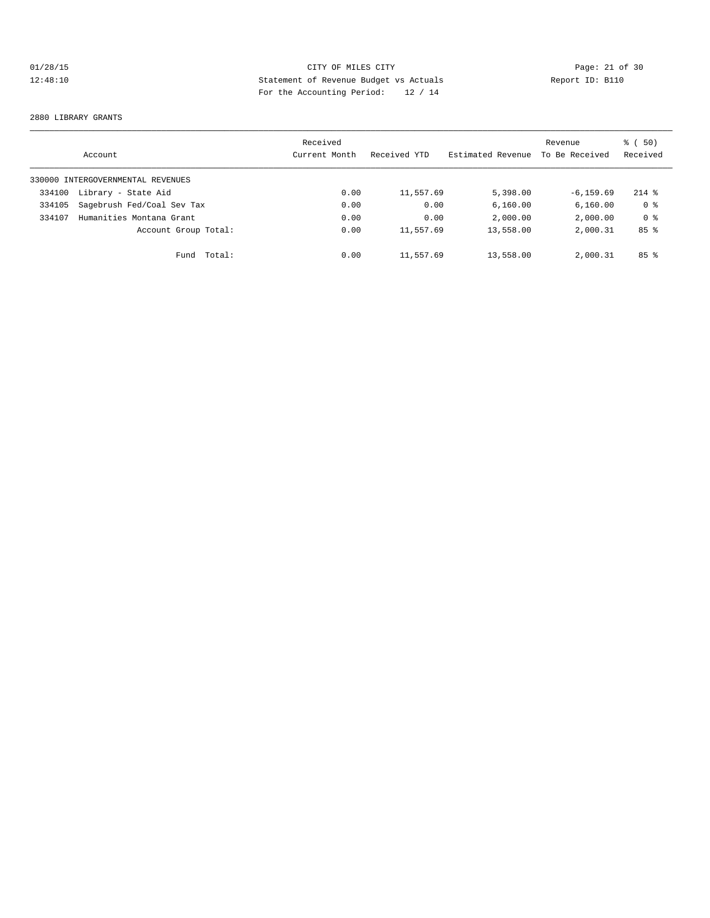CITY OF MILES CITY
Statement of Revenue Budget vs Actuals
For the Accounting Period: 12 / 14

2880 LIBRARY GRANTS

| Account | Received Current Month | Received YTD | Estimated Revenue | Revenue To Be Received | % ( 50) Received |
|---|---|---|---|---|---|
| 330000 INTERGOVERNMENTAL REVENUES | | | | | |
| 334100 Library - State Aid | 0.00 | 11,557.69 | 5,398.00 | -6,159.69 | 214 % |
| 334105 Sagebrush Fed/Coal Sev Tax | 0.00 | 0.00 | 6,160.00 | 6,160.00 | 0 % |
| 334107 Humanities Montana Grant | 0.00 | 0.00 | 2,000.00 | 2,000.00 | 0 % |
| Account Group Total: | 0.00 | 11,557.69 | 13,558.00 | 2,000.31 | 85 % |
| Fund Total: | 0.00 | 11,557.69 | 13,558.00 | 2,000.31 | 85 % |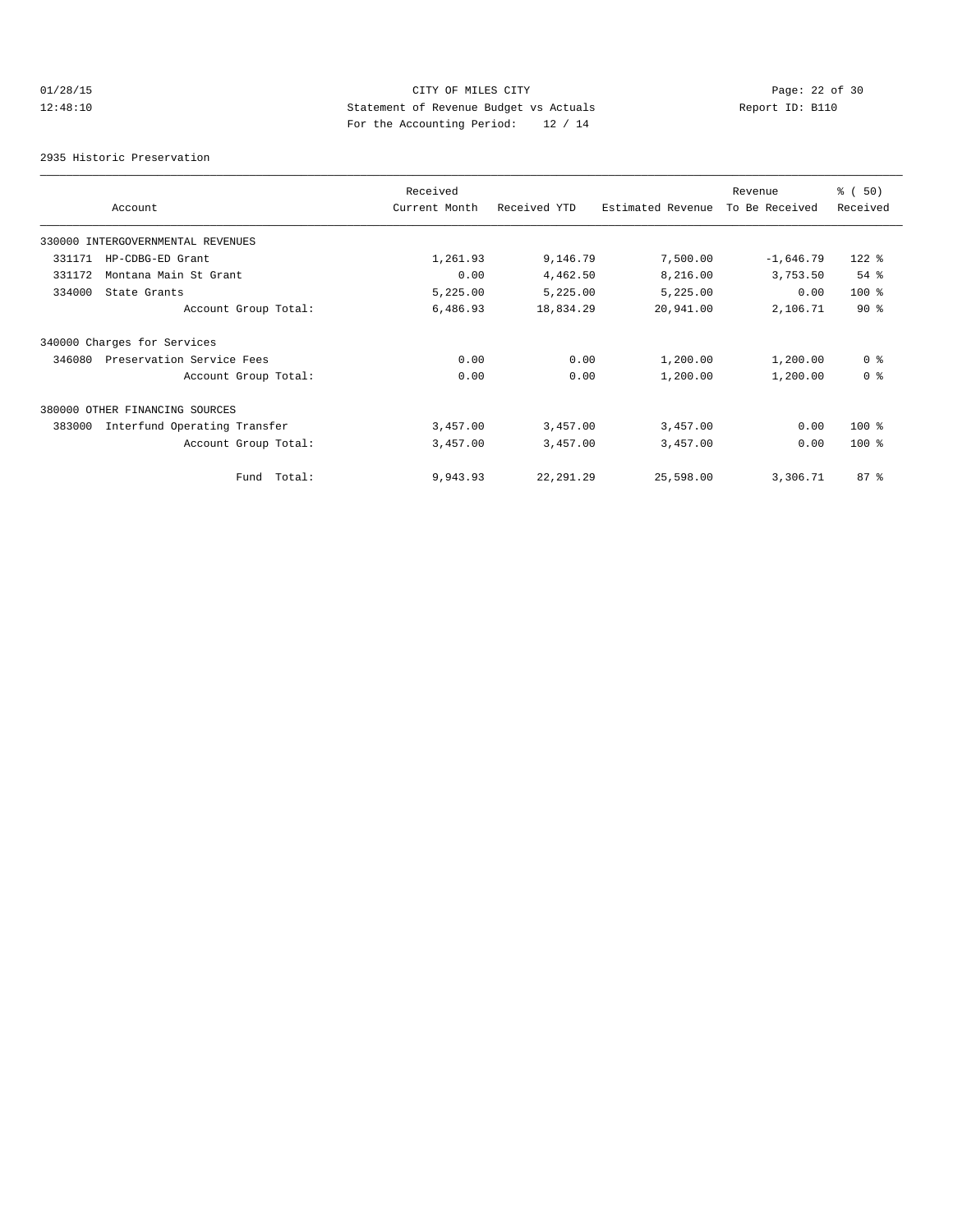CITY OF MILES CITY
Statement of Revenue Budget vs Actuals
For the Accounting Period: 12 / 14

01/28/15
12:48:10

Report ID: B110

2935 Historic Preservation

| Account | Received Current Month | Received YTD | Estimated Revenue | Revenue To Be Received | % ( 50) Received |
|---|---|---|---|---|---|
| 330000 INTERGOVERNMENTAL REVENUES | | | | | |
| 331171 HP-CDBG-ED Grant | 1,261.93 | 9,146.79 | 7,500.00 | -1,646.79 | 122 % |
| 331172 Montana Main St Grant | 0.00 | 4,462.50 | 8,216.00 | 3,753.50 | 54 % |
| 334000 State Grants | 5,225.00 | 5,225.00 | 5,225.00 | 0.00 | 100 % |
| Account Group Total: | 6,486.93 | 18,834.29 | 20,941.00 | 2,106.71 | 90 % |
| 340000 Charges for Services | | | | | |
| 346080 Preservation Service Fees | 0.00 | 0.00 | 1,200.00 | 1,200.00 | 0 % |
| Account Group Total: | 0.00 | 0.00 | 1,200.00 | 1,200.00 | 0 % |
| 380000 OTHER FINANCING SOURCES | | | | | |
| 383000 Interfund Operating Transfer | 3,457.00 | 3,457.00 | 3,457.00 | 0.00 | 100 % |
| Account Group Total: | 3,457.00 | 3,457.00 | 3,457.00 | 0.00 | 100 % |
| Fund Total: | 9,943.93 | 22,291.29 | 25,598.00 | 3,306.71 | 87 % |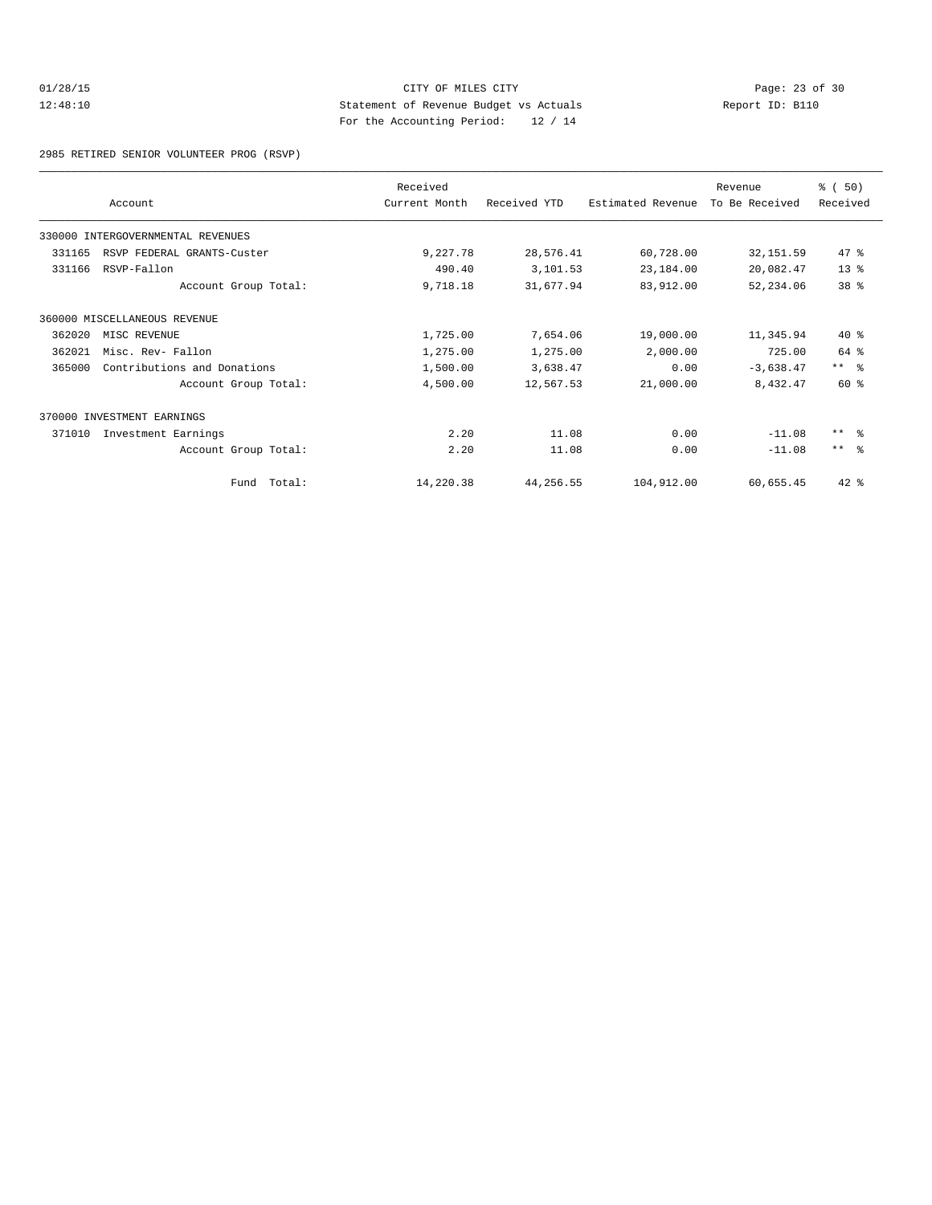CITY OF MILES CITY
Statement of Revenue Budget vs Actuals
For the Accounting Period: 12 / 14

01/28/15
12:48:10

Report ID: B110

2985 RETIRED SENIOR VOLUNTEER PROG (RSVP)

| Account | Received Current Month | Received YTD | Estimated Revenue | Revenue To Be Received | % ( 50) Received |
|---|---|---|---|---|---|
| 330000 INTERGOVERNMENTAL REVENUES | | | | | |
| 331165 RSVP FEDERAL GRANTS-Custer | 9,227.78 | 28,576.41 | 60,728.00 | 32,151.59 | 47 % |
| 331166 RSVP-Fallon | 490.40 | 3,101.53 | 23,184.00 | 20,082.47 | 13 % |
| Account Group Total: | 9,718.18 | 31,677.94 | 83,912.00 | 52,234.06 | 38 % |
| 360000 MISCELLANEOUS REVENUE | | | | | |
| 362020 MISC REVENUE | 1,725.00 | 7,654.06 | 19,000.00 | 11,345.94 | 40 % |
| 362021 Misc. Rev- Fallon | 1,275.00 | 1,275.00 | 2,000.00 | 725.00 | 64 % |
| 365000 Contributions and Donations | 1,500.00 | 3,638.47 | 0.00 | -3,638.47 | ** % |
| Account Group Total: | 4,500.00 | 12,567.53 | 21,000.00 | 8,432.47 | 60 % |
| 370000 INVESTMENT EARNINGS | | | | | |
| 371010 Investment Earnings | 2.20 | 11.08 | 0.00 | -11.08 | ** % |
| Account Group Total: | 2.20 | 11.08 | 0.00 | -11.08 | ** % |
| Fund Total: | 14,220.38 | 44,256.55 | 104,912.00 | 60,655.45 | 42 % |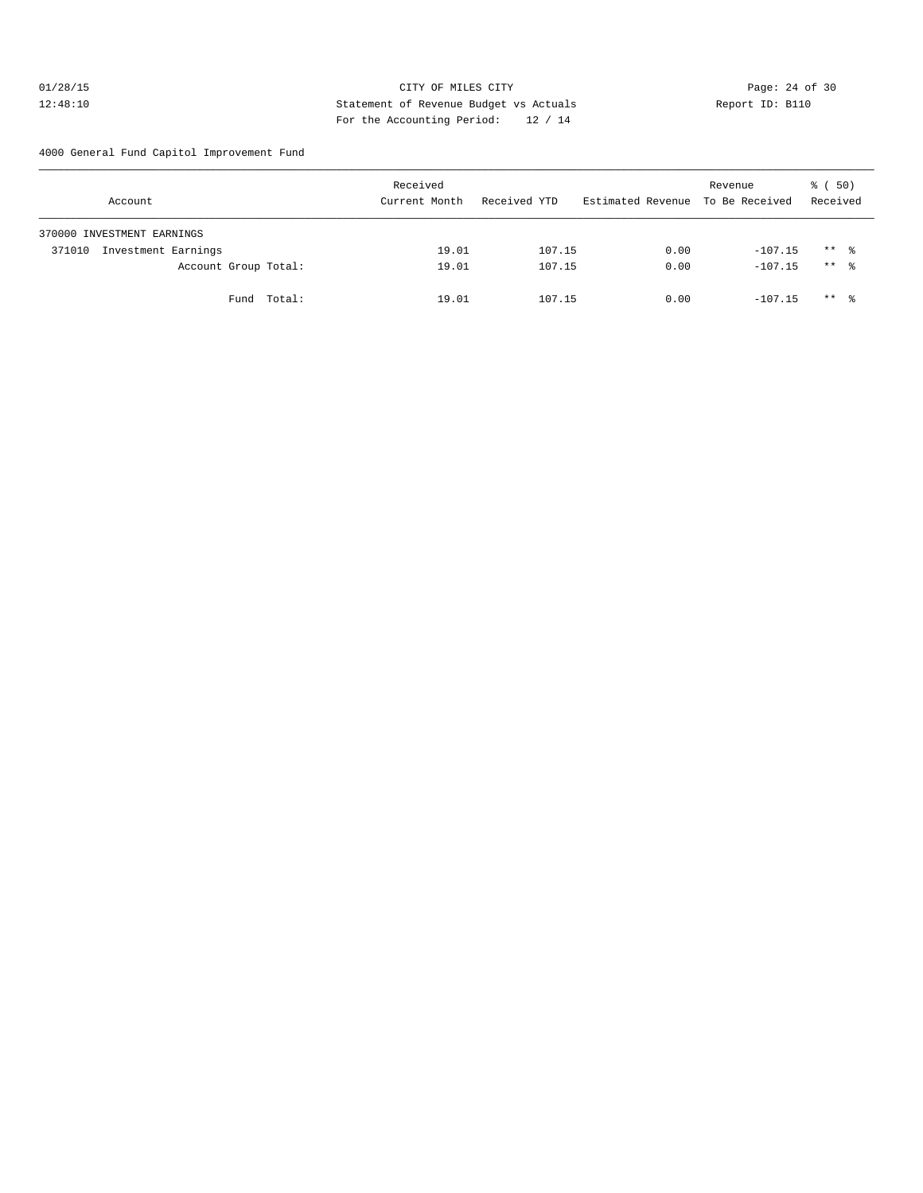CITY OF MILES CITY
Statement of Revenue Budget vs Actuals
For the Accounting Period: 12 / 14

01/28/15
12:48:10

Report ID: B110

4000 General Fund Capitol Improvement Fund

| Account | Received Current Month | Received YTD | Estimated Revenue | Revenue To Be Received | % ( 50) Received |
|---|---|---|---|---|---|
| 370000 INVESTMENT EARNINGS | | | | | |
| 371010 Investment Earnings | 19.01 | 107.15 | 0.00 | -107.15 | ** % |
| Account Group Total: | 19.01 | 107.15 | 0.00 | -107.15 | ** % |
| Fund Total: | 19.01 | 107.15 | 0.00 | -107.15 | ** % |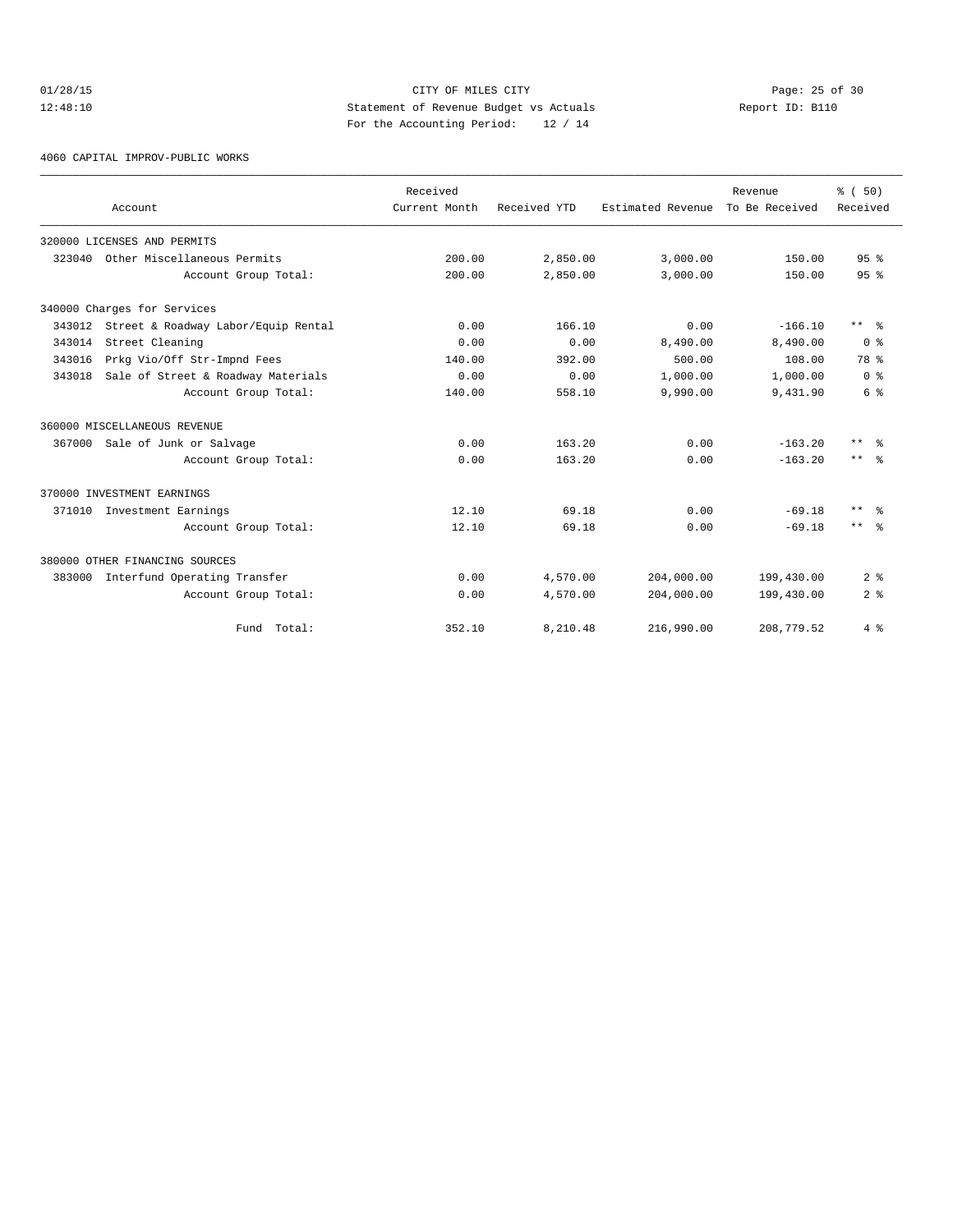CITY OF MILES CITY
Statement of Revenue Budget vs Actuals
For the Accounting Period: 12 / 14

4060 CAPITAL IMPROV-PUBLIC WORKS

| Account | Received Current Month | Received YTD | Estimated Revenue | Revenue To Be Received | % ( 50) Received |
|---|---|---|---|---|---|
| 320000 LICENSES AND PERMITS | | | | | |
| 323040 Other Miscellaneous Permits | 200.00 | 2,850.00 | 3,000.00 | 150.00 | 95 % |
| Account Group Total: | 200.00 | 2,850.00 | 3,000.00 | 150.00 | 95 % |
| 340000 Charges for Services | | | | | |
| 343012 Street & Roadway Labor/Equip Rental | 0.00 | 166.10 | 0.00 | -166.10 | ** % |
| 343014 Street Cleaning | 0.00 | 0.00 | 8,490.00 | 8,490.00 | 0 % |
| 343016 Prkg Vio/Off Str-Impnd Fees | 140.00 | 392.00 | 500.00 | 108.00 | 78 % |
| 343018 Sale of Street & Roadway Materials | 0.00 | 0.00 | 1,000.00 | 1,000.00 | 0 % |
| Account Group Total: | 140.00 | 558.10 | 9,990.00 | 9,431.90 | 6 % |
| 360000 MISCELLANEOUS REVENUE | | | | | |
| 367000 Sale of Junk or Salvage | 0.00 | 163.20 | 0.00 | -163.20 | ** % |
| Account Group Total: | 0.00 | 163.20 | 0.00 | -163.20 | ** % |
| 370000 INVESTMENT EARNINGS | | | | | |
| 371010 Investment Earnings | 12.10 | 69.18 | 0.00 | -69.18 | ** % |
| Account Group Total: | 12.10 | 69.18 | 0.00 | -69.18 | ** % |
| 380000 OTHER FINANCING SOURCES | | | | | |
| 383000 Interfund Operating Transfer | 0.00 | 4,570.00 | 204,000.00 | 199,430.00 | 2 % |
| Account Group Total: | 0.00 | 4,570.00 | 204,000.00 | 199,430.00 | 2 % |
| Fund Total: | 352.10 | 8,210.48 | 216,990.00 | 208,779.52 | 4 % |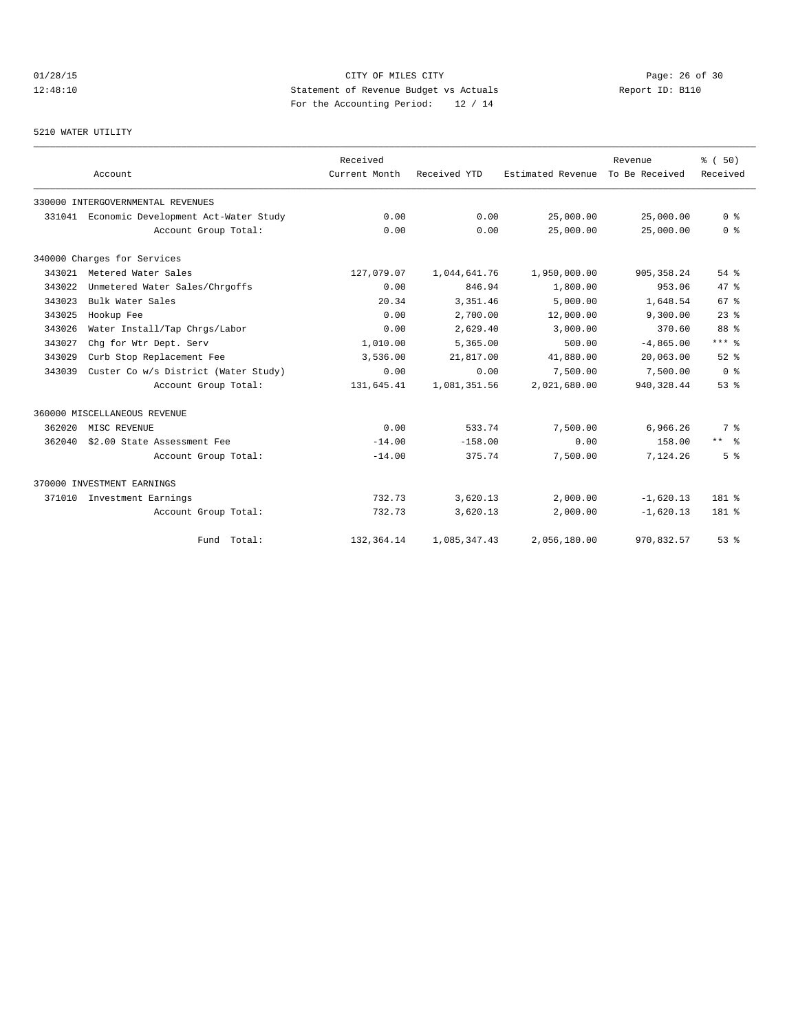CITY OF MILES CITY
Statement of Revenue Budget vs Actuals
For the Accounting Period: 12 / 14

01/28/15
12:48:10

Report ID: B110

5210 WATER UTILITY

| | Account | Received Current Month | Received YTD | Estimated Revenue | Revenue To Be Received | % ( 50) Received |
|---|---|---|---|---|---|---|
| 330000 INTERGOVERNMENTAL REVENUES | | | | | | |
| 331041 | Economic Development Act-Water Study | 0.00 | 0.00 | 25,000.00 | 25,000.00 | 0 % |
| | Account Group Total: | 0.00 | 0.00 | 25,000.00 | 25,000.00 | 0 % |
| 340000 Charges for Services | | | | | | |
| 343021 | Metered Water Sales | 127,079.07 | 1,044,641.76 | 1,950,000.00 | 905,358.24 | 54 % |
| 343022 | Unmetered Water Sales/Chrgoffs | 0.00 | 846.94 | 1,800.00 | 953.06 | 47 % |
| 343023 | Bulk Water Sales | 20.34 | 3,351.46 | 5,000.00 | 1,648.54 | 67 % |
| 343025 | Hookup Fee | 0.00 | 2,700.00 | 12,000.00 | 9,300.00 | 23 % |
| 343026 | Water Install/Tap Chrgs/Labor | 0.00 | 2,629.40 | 3,000.00 | 370.60 | 88 % |
| 343027 | Chg for Wtr Dept. Serv | 1,010.00 | 5,365.00 | 500.00 | -4,865.00 | *** % |
| 343029 | Curb Stop Replacement Fee | 3,536.00 | 21,817.00 | 41,880.00 | 20,063.00 | 52 % |
| 343039 | Custer Co w/s District (Water Study) | 0.00 | 0.00 | 7,500.00 | 7,500.00 | 0 % |
| | Account Group Total: | 131,645.41 | 1,081,351.56 | 2,021,680.00 | 940,328.44 | 53 % |
| 360000 MISCELLANEOUS REVENUE | | | | | | |
| 362020 | MISC REVENUE | 0.00 | 533.74 | 7,500.00 | 6,966.26 | 7 % |
| 362040 | $2.00 State Assessment Fee | -14.00 | -158.00 | 0.00 | 158.00 | ** % |
| | Account Group Total: | -14.00 | 375.74 | 7,500.00 | 7,124.26 | 5 % |
| 370000 INVESTMENT EARNINGS | | | | | | |
| 371010 | Investment Earnings | 732.73 | 3,620.13 | 2,000.00 | -1,620.13 | 181 % |
| | Account Group Total: | 732.73 | 3,620.13 | 2,000.00 | -1,620.13 | 181 % |
| | Fund Total: | 132,364.14 | 1,085,347.43 | 2,056,180.00 | 970,832.57 | 53 % |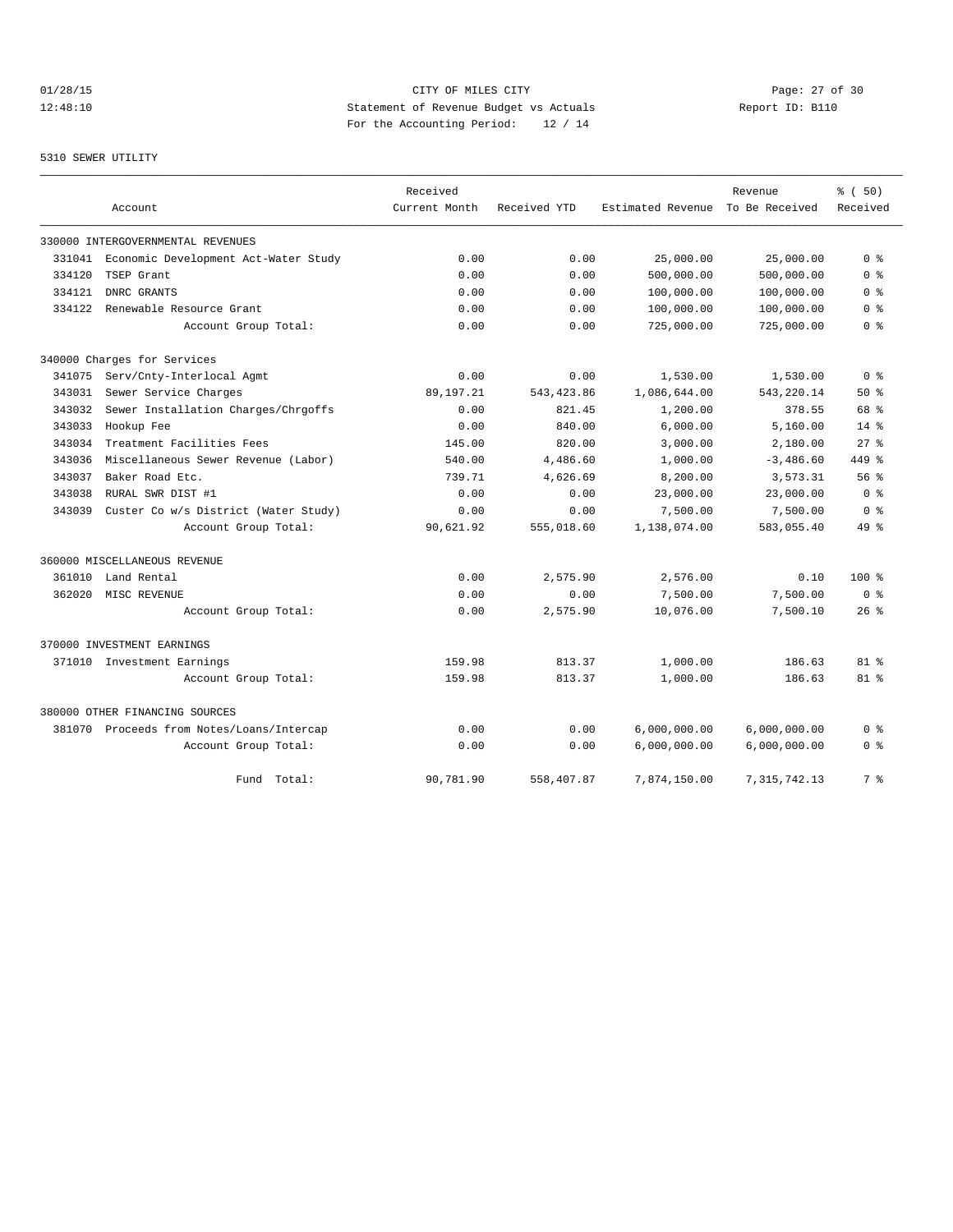CITY OF MILES CITY
Statement of Revenue Budget vs Actuals
For the Accounting Period: 12 / 14

5310 SEWER UTILITY

| Account | | Received Current Month | Received YTD | Estimated Revenue | Revenue To Be Received | % ( 50) Received |
|---|---|---|---|---|---|---|
| 330000 INTERGOVERNMENTAL REVENUES | | | | | | |
| 331041 | Economic Development Act-Water Study | 0.00 | 0.00 | 25,000.00 | 25,000.00 | 0 % |
| 334120 | TSEP Grant | 0.00 | 0.00 | 500,000.00 | 500,000.00 | 0 % |
| 334121 | DNRC GRANTS | 0.00 | 0.00 | 100,000.00 | 100,000.00 | 0 % |
| 334122 | Renewable Resource Grant | 0.00 | 0.00 | 100,000.00 | 100,000.00 | 0 % |
| | Account Group Total: | 0.00 | 0.00 | 725,000.00 | 725,000.00 | 0 % |
| 340000 Charges for Services | | | | | | |
| 341075 | Serv/Cnty-Interlocal Agmt | 0.00 | 0.00 | 1,530.00 | 1,530.00 | 0 % |
| 343031 | Sewer Service Charges | 89,197.21 | 543,423.86 | 1,086,644.00 | 543,220.14 | 50 % |
| 343032 | Sewer Installation Charges/Chrgoffs | 0.00 | 821.45 | 1,200.00 | 378.55 | 68 % |
| 343033 | Hookup Fee | 0.00 | 840.00 | 6,000.00 | 5,160.00 | 14 % |
| 343034 | Treatment Facilities Fees | 145.00 | 820.00 | 3,000.00 | 2,180.00 | 27 % |
| 343036 | Miscellaneous Sewer Revenue (Labor) | 540.00 | 4,486.60 | 1,000.00 | -3,486.60 | 449 % |
| 343037 | Baker Road Etc. | 739.71 | 4,626.69 | 8,200.00 | 3,573.31 | 56 % |
| 343038 | RURAL SWR DIST #1 | 0.00 | 0.00 | 23,000.00 | 23,000.00 | 0 % |
| 343039 | Custer Co w/s District (Water Study) | 0.00 | 0.00 | 7,500.00 | 7,500.00 | 0 % |
| | Account Group Total: | 90,621.92 | 555,018.60 | 1,138,074.00 | 583,055.40 | 49 % |
| 360000 MISCELLANEOUS REVENUE | | | | | | |
| 361010 | Land Rental | 0.00 | 2,575.90 | 2,576.00 | 0.10 | 100 % |
| 362020 | MISC REVENUE | 0.00 | 0.00 | 7,500.00 | 7,500.00 | 0 % |
| | Account Group Total: | 0.00 | 2,575.90 | 10,076.00 | 7,500.10 | 26 % |
| 370000 INVESTMENT EARNINGS | | | | | | |
| 371010 | Investment Earnings | 159.98 | 813.37 | 1,000.00 | 186.63 | 81 % |
| | Account Group Total: | 159.98 | 813.37 | 1,000.00 | 186.63 | 81 % |
| 380000 OTHER FINANCING SOURCES | | | | | | |
| 381070 | Proceeds from Notes/Loans/Intercap | 0.00 | 0.00 | 6,000,000.00 | 6,000,000.00 | 0 % |
| | Account Group Total: | 0.00 | 0.00 | 6,000,000.00 | 6,000,000.00 | 0 % |
| | Fund Total: | 90,781.90 | 558,407.87 | 7,874,150.00 | 7,315,742.13 | 7 % |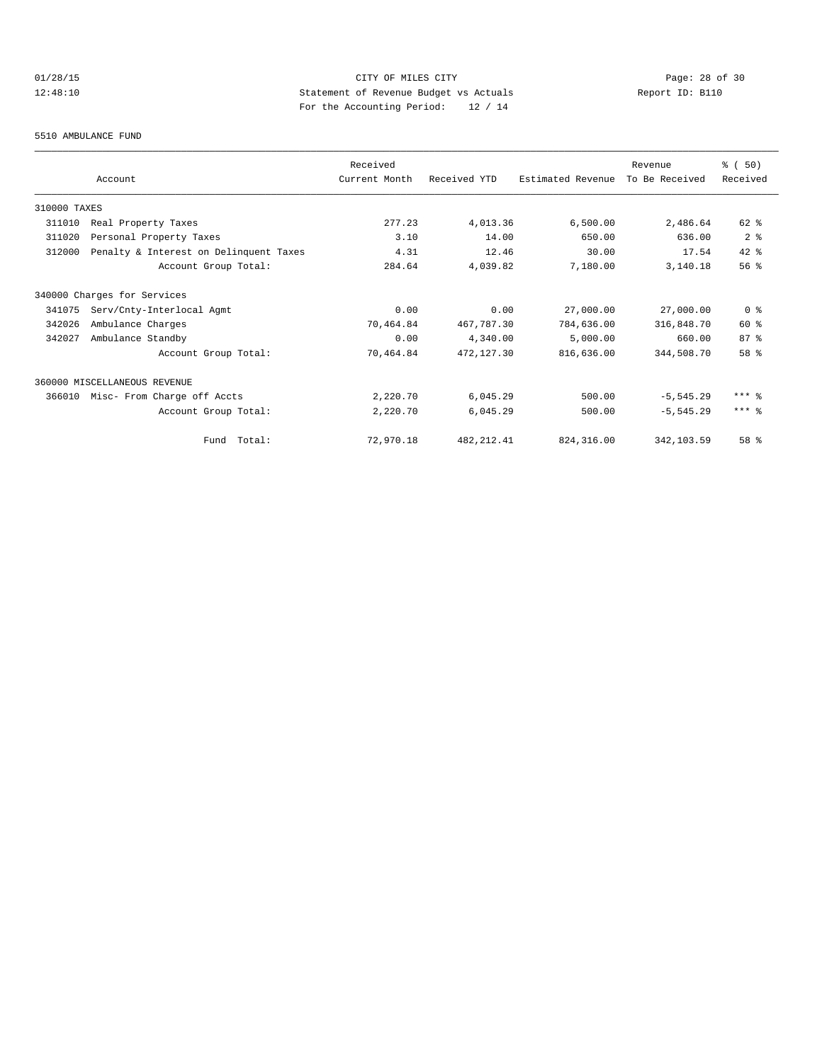CITY OF MILES CITY

Statement of Revenue Budget vs Actuals

For the Accounting Period: 12 / 14

01/28/15
12:48:10

Report ID: B110

5510 AMBULANCE FUND

| Account | Received Current Month | Received YTD | Estimated Revenue | Revenue To Be Received | % ( 50) Received |
|---|---|---|---|---|---|
| 310000 TAXES | | | | | |
| 311010 Real Property Taxes | 277.23 | 4,013.36 | 6,500.00 | 2,486.64 | 62 % |
| 311020 Personal Property Taxes | 3.10 | 14.00 | 650.00 | 636.00 | 2 % |
| 312000 Penalty & Interest on Delinquent Taxes | 4.31 | 12.46 | 30.00 | 17.54 | 42 % |
| Account Group Total: | 284.64 | 4,039.82 | 7,180.00 | 3,140.18 | 56 % |
| 340000 Charges for Services | | | | | |
| 341075 Serv/Cnty-Interlocal Agmt | 0.00 | 0.00 | 27,000.00 | 27,000.00 | 0 % |
| 342026 Ambulance Charges | 70,464.84 | 467,787.30 | 784,636.00 | 316,848.70 | 60 % |
| 342027 Ambulance Standby | 0.00 | 4,340.00 | 5,000.00 | 660.00 | 87 % |
| Account Group Total: | 70,464.84 | 472,127.30 | 816,636.00 | 344,508.70 | 58 % |
| 360000 MISCELLANEOUS REVENUE | | | | | |
| 366010 Misc- From Charge off Accts | 2,220.70 | 6,045.29 | 500.00 | -5,545.29 | *** % |
| Account Group Total: | 2,220.70 | 6,045.29 | 500.00 | -5,545.29 | *** % |
| Fund Total: | 72,970.18 | 482,212.41 | 824,316.00 | 342,103.59 | 58 % |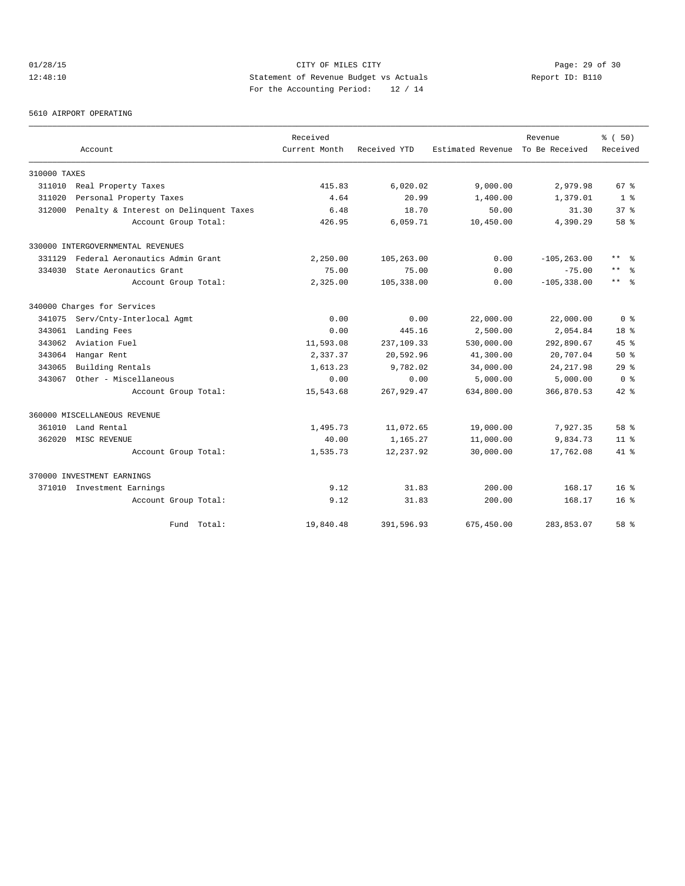# CITY OF MILES CITY

Statement of Revenue Budget vs Actuals

For the Accounting Period: 12 / 14

01/28/15 12:48:10 — Report ID: B110

## 5610 AIRPORT OPERATING

| Account | Received Current Month | Received YTD | Estimated Revenue | Revenue To Be Received | % ( 50) Received |
|---|---|---|---|---|---|
| **310000 TAXES** | | | | | |
| 311010 Real Property Taxes | 415.83 | 6,020.02 | 9,000.00 | 2,979.98 | 67 % |
| 311020 Personal Property Taxes | 4.64 | 20.99 | 1,400.00 | 1,379.01 | 1 % |
| 312000 Penalty & Interest on Delinquent Taxes | 6.48 | 18.70 | 50.00 | 31.30 | 37 % |
| Account Group Total: | 426.95 | 6,059.71 | 10,450.00 | 4,390.29 | 58 % |
| **330000 INTERGOVERNMENTAL REVENUES** | | | | | |
| 331129 Federal Aeronautics Admin Grant | 2,250.00 | 105,263.00 | 0.00 | -105,263.00 | ** % |
| 334030 State Aeronautics Grant | 75.00 | 75.00 | 0.00 | -75.00 | ** % |
| Account Group Total: | 2,325.00 | 105,338.00 | 0.00 | -105,338.00 | ** % |
| **340000 Charges for Services** | | | | | |
| 341075 Serv/Cnty-Interlocal Agmt | 0.00 | 0.00 | 22,000.00 | 22,000.00 | 0 % |
| 343061 Landing Fees | 0.00 | 445.16 | 2,500.00 | 2,054.84 | 18 % |
| 343062 Aviation Fuel | 11,593.08 | 237,109.33 | 530,000.00 | 292,890.67 | 45 % |
| 343064 Hangar Rent | 2,337.37 | 20,592.96 | 41,300.00 | 20,707.04 | 50 % |
| 343065 Building Rentals | 1,613.23 | 9,782.02 | 34,000.00 | 24,217.98 | 29 % |
| 343067 Other - Miscellaneous | 0.00 | 0.00 | 5,000.00 | 5,000.00 | 0 % |
| Account Group Total: | 15,543.68 | 267,929.47 | 634,800.00 | 366,870.53 | 42 % |
| **360000 MISCELLANEOUS REVENUE** | | | | | |
| 361010 Land Rental | 1,495.73 | 11,072.65 | 19,000.00 | 7,927.35 | 58 % |
| 362020 MISC REVENUE | 40.00 | 1,165.27 | 11,000.00 | 9,834.73 | 11 % |
| Account Group Total: | 1,535.73 | 12,237.92 | 30,000.00 | 17,762.08 | 41 % |
| **370000 INVESTMENT EARNINGS** | | | | | |
| 371010 Investment Earnings | 9.12 | 31.83 | 200.00 | 168.17 | 16 % |
| Account Group Total: | 9.12 | 31.83 | 200.00 | 168.17 | 16 % |
| Fund Total: | 19,840.48 | 391,596.93 | 675,450.00 | 283,853.07 | 58 % |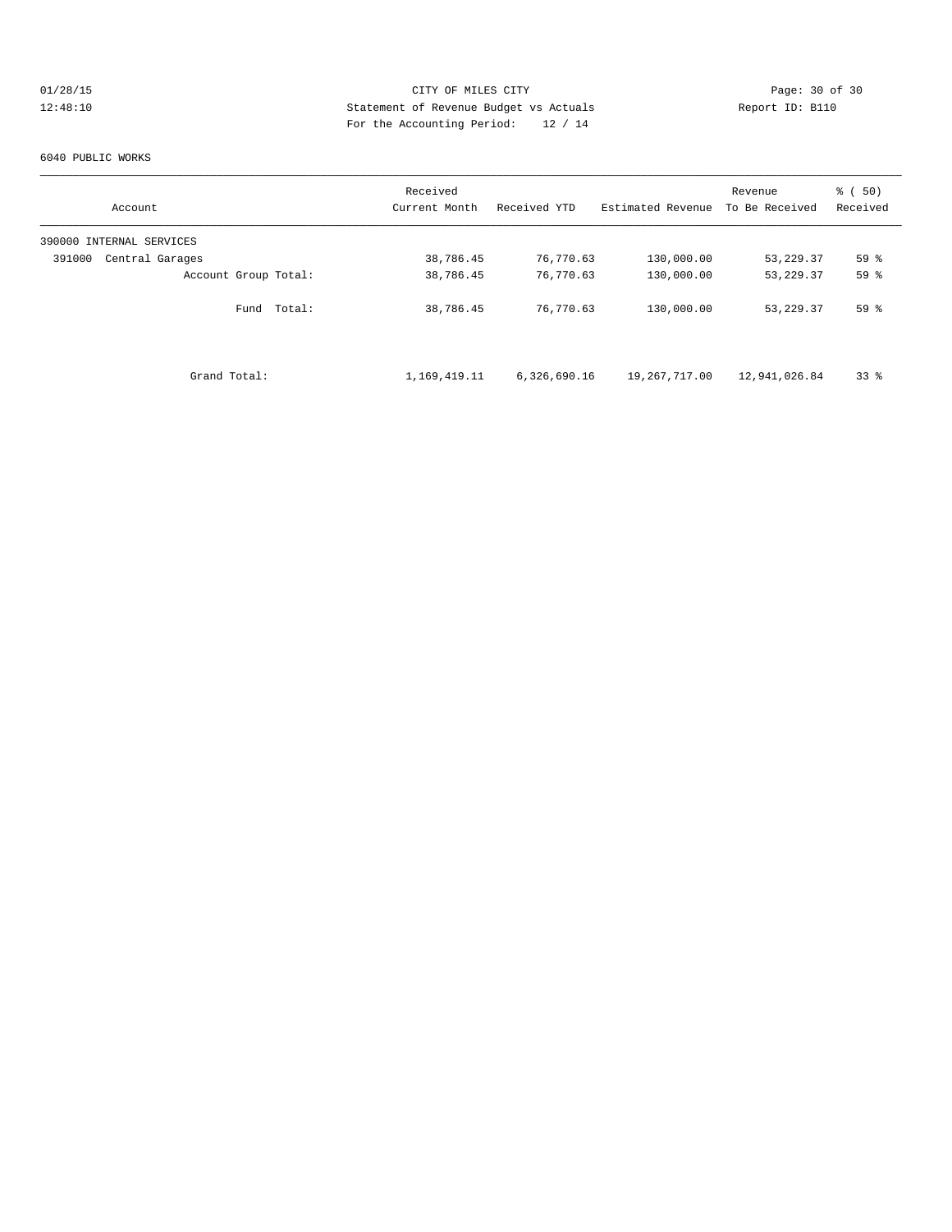CITY OF MILES CITY
Statement of Revenue Budget vs Actuals
For the Accounting Period: 12 / 14

6040 PUBLIC WORKS

| Account | Received Current Month | Received YTD | Estimated Revenue | Revenue To Be Received | % ( 50) Received |
|---|---|---|---|---|---|
| 390000 INTERNAL SERVICES | | | | | |
| 391000 Central Garages | 38,786.45 | 76,770.63 | 130,000.00 | 53,229.37 | 59 % |
| Account Group Total: | 38,786.45 | 76,770.63 | 130,000.00 | 53,229.37 | 59 % |
| Fund Total: | 38,786.45 | 76,770.63 | 130,000.00 | 53,229.37 | 59 % |
| Grand Total: | 1,169,419.11 | 6,326,690.16 | 19,267,717.00 | 12,941,026.84 | 33 % |